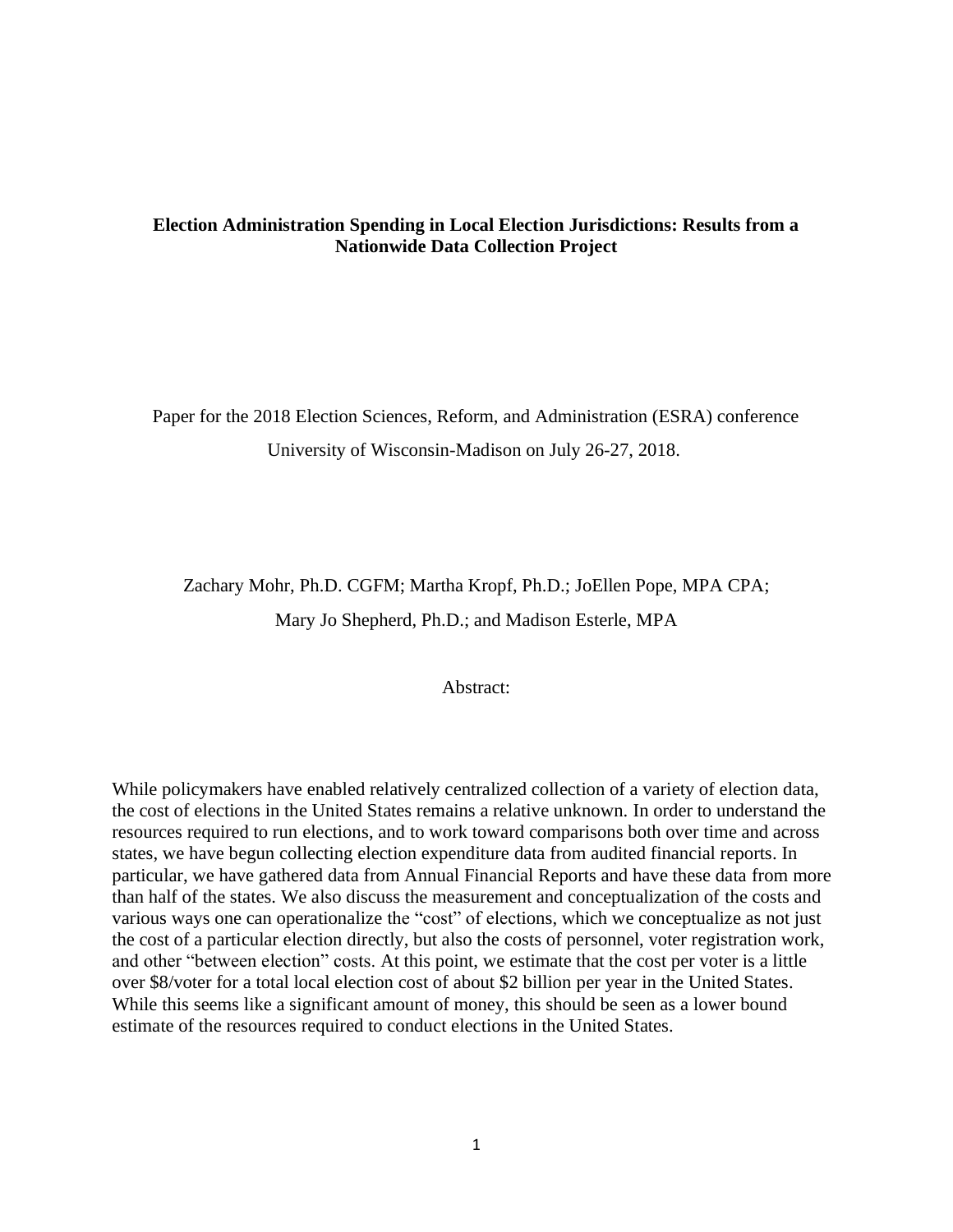**Election Administration Spending in Local Election Jurisdictions: Results from a Nationwide Data Collection Project**

Paper for the 2018 Election Sciences, Reform, and Administration (ESRA) conference University of Wisconsin-Madison on July 26-27, 2018.

Zachary Mohr, Ph.D. CGFM; Martha Kropf, Ph.D.; JoEllen Pope, MPA CPA; Mary Jo Shepherd, Ph.D.; and Madison Esterle, MPA

Abstract:

While policymakers have enabled relatively centralized collection of a variety of election data, the cost of elections in the United States remains a relative unknown. In order to understand the resources required to run elections, and to work toward comparisons both over time and across states, we have begun collecting election expenditure data from audited financial reports. In particular, we have gathered data from Annual Financial Reports and have these data from more than half of the states. We also discuss the measurement and conceptualization of the costs and various ways one can operationalize the "cost" of elections, which we conceptualize as not just the cost of a particular election directly, but also the costs of personnel, voter registration work, and other "between election" costs. At this point, we estimate that the cost per voter is a little over $8/voter for a total local election cost of about $2 billion per year in the United States. While this seems like a significant amount of money, this should be seen as a lower bound estimate of the resources required to conduct elections in the United States.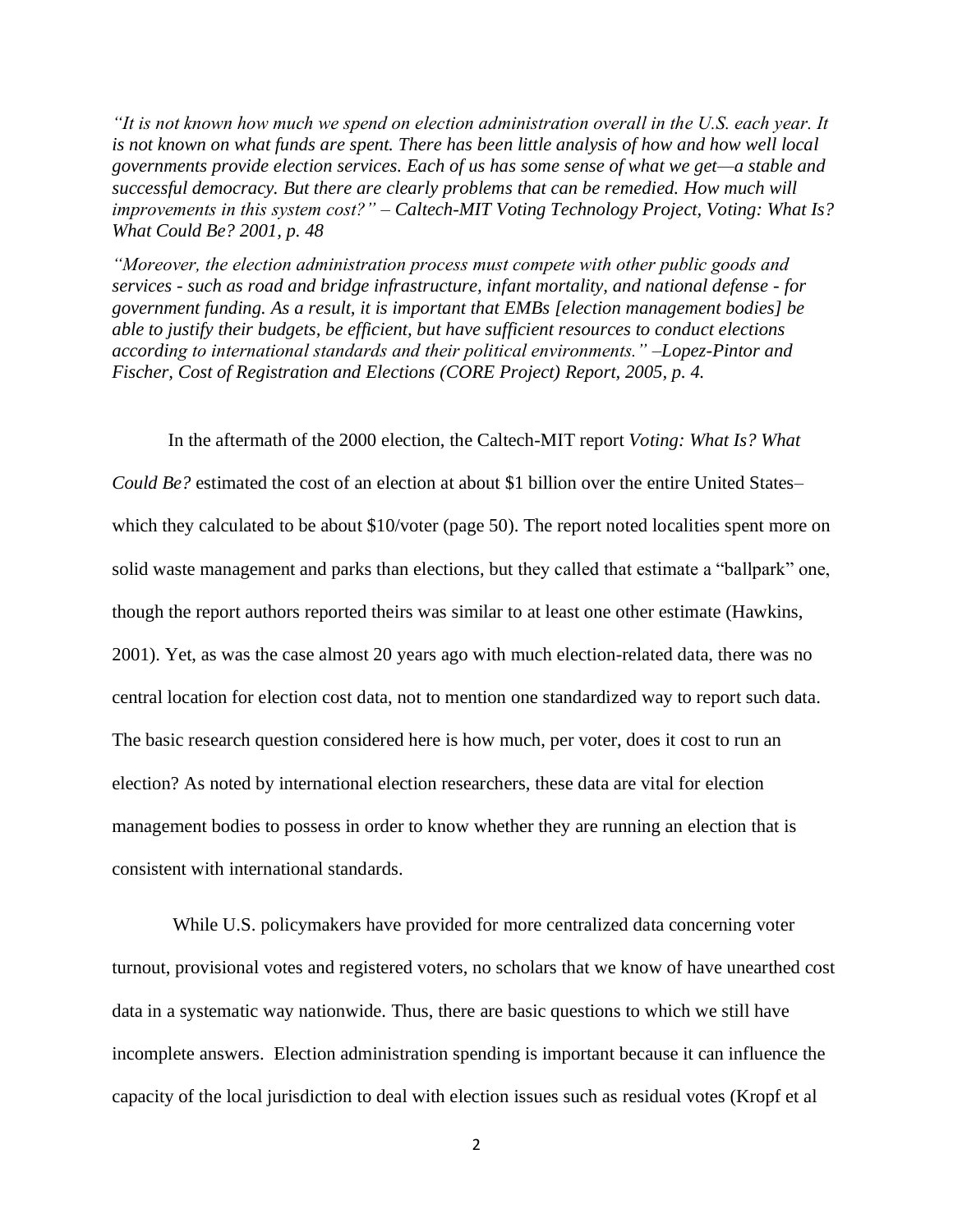*"It is not known how much we spend on election administration overall in the U.S. each year. It is not known on what funds are spent. There has been little analysis of how and how well local governments provide election services. Each of us has some sense of what we get—a stable and successful democracy. But there are clearly problems that can be remedied. How much will improvements in this system cost?" – Caltech-MIT Voting Technology Project, Voting: What Is? What Could Be? 2001, p. 48*

*"Moreover, the election administration process must compete with other public goods and services - such as road and bridge infrastructure, infant mortality, and national defense - for government funding. As a result, it is important that EMBs [election management bodies] be able to justify their budgets, be efficient, but have sufficient resources to conduct elections according to international standards and their political environments." –Lopez-Pintor and Fischer, Cost of Registration and Elections (CORE Project) Report, 2005, p. 4.*

In the aftermath of the 2000 election, the Caltech-MIT report *Voting: What Is? What Could Be?* estimated the cost of an election at about $1 billion over the entire United States–which they calculated to be about $10/voter (page 50). The report noted localities spent more on solid waste management and parks than elections, but they called that estimate a "ballpark" one, though the report authors reported theirs was similar to at least one other estimate (Hawkins, 2001). Yet, as was the case almost 20 years ago with much election-related data, there was no central location for election cost data, not to mention one standardized way to report such data. The basic research question considered here is how much, per voter, does it cost to run an election? As noted by international election researchers, these data are vital for election management bodies to possess in order to know whether they are running an election that is consistent with international standards.

While U.S. policymakers have provided for more centralized data concerning voter turnout, provisional votes and registered voters, no scholars that we know of have unearthed cost data in a systematic way nationwide. Thus, there are basic questions to which we still have incomplete answers. Election administration spending is important because it can influence the capacity of the local jurisdiction to deal with election issues such as residual votes (Kropf et al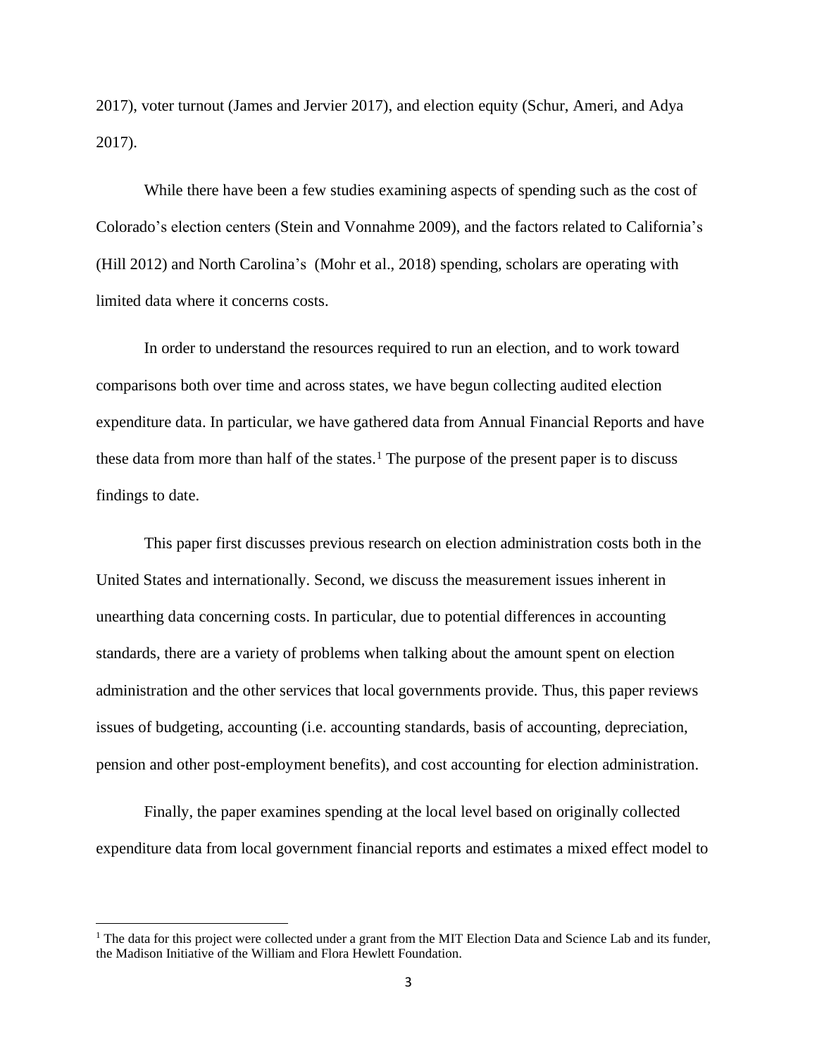2017), voter turnout (James and Jervier 2017), and election equity (Schur, Ameri, and Adya 2017).

While there have been a few studies examining aspects of spending such as the cost of Colorado's election centers (Stein and Vonnahme 2009), and the factors related to California's (Hill 2012) and North Carolina's (Mohr et al., 2018) spending, scholars are operating with limited data where it concerns costs.

In order to understand the resources required to run an election, and to work toward comparisons both over time and across states, we have begun collecting audited election expenditure data. In particular, we have gathered data from Annual Financial Reports and have these data from more than half of the states.[1] The purpose of the present paper is to discuss findings to date.

This paper first discusses previous research on election administration costs both in the United States and internationally. Second, we discuss the measurement issues inherent in unearthing data concerning costs. In particular, due to potential differences in accounting standards, there are a variety of problems when talking about the amount spent on election administration and the other services that local governments provide. Thus, this paper reviews issues of budgeting, accounting (i.e. accounting standards, basis of accounting, depreciation, pension and other post-employment benefits), and cost accounting for election administration.

Finally, the paper examines spending at the local level based on originally collected expenditure data from local government financial reports and estimates a mixed effect model to

[1] The data for this project were collected under a grant from the MIT Election Data and Science Lab and its funder, the Madison Initiative of the William and Flora Hewlett Foundation.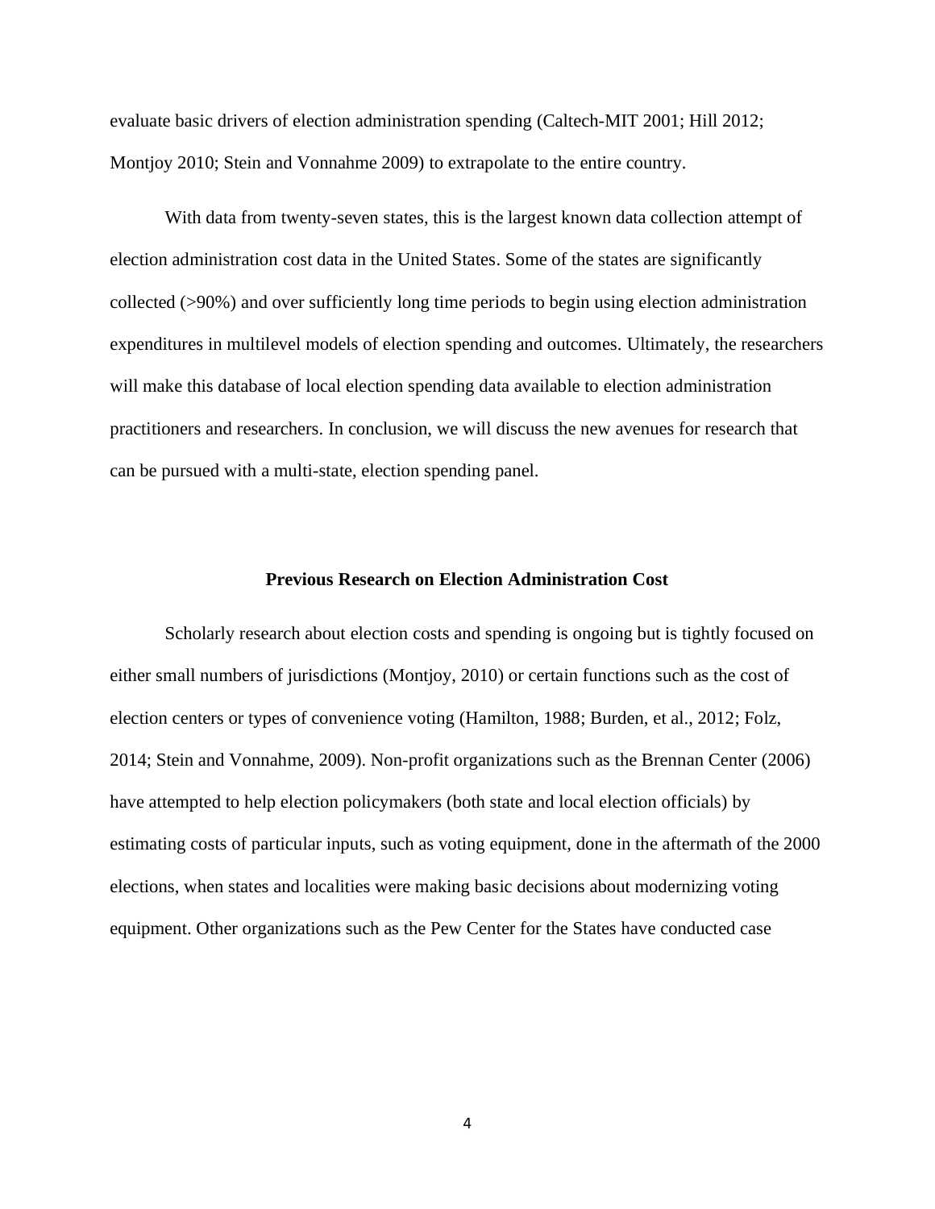evaluate basic drivers of election administration spending (Caltech-MIT 2001; Hill 2012; Montjoy 2010; Stein and Vonnahme 2009) to extrapolate to the entire country.

With data from twenty-seven states, this is the largest known data collection attempt of election administration cost data in the United States. Some of the states are significantly collected (>90%) and over sufficiently long time periods to begin using election administration expenditures in multilevel models of election spending and outcomes. Ultimately, the researchers will make this database of local election spending data available to election administration practitioners and researchers. In conclusion, we will discuss the new avenues for research that can be pursued with a multi-state, election spending panel.

## Previous Research on Election Administration Cost

Scholarly research about election costs and spending is ongoing but is tightly focused on either small numbers of jurisdictions (Montjoy, 2010) or certain functions such as the cost of election centers or types of convenience voting (Hamilton, 1988; Burden, et al., 2012; Folz, 2014; Stein and Vonnahme, 2009). Non-profit organizations such as the Brennan Center (2006) have attempted to help election policymakers (both state and local election officials) by estimating costs of particular inputs, such as voting equipment, done in the aftermath of the 2000 elections, when states and localities were making basic decisions about modernizing voting equipment. Other organizations such as the Pew Center for the States have conducted case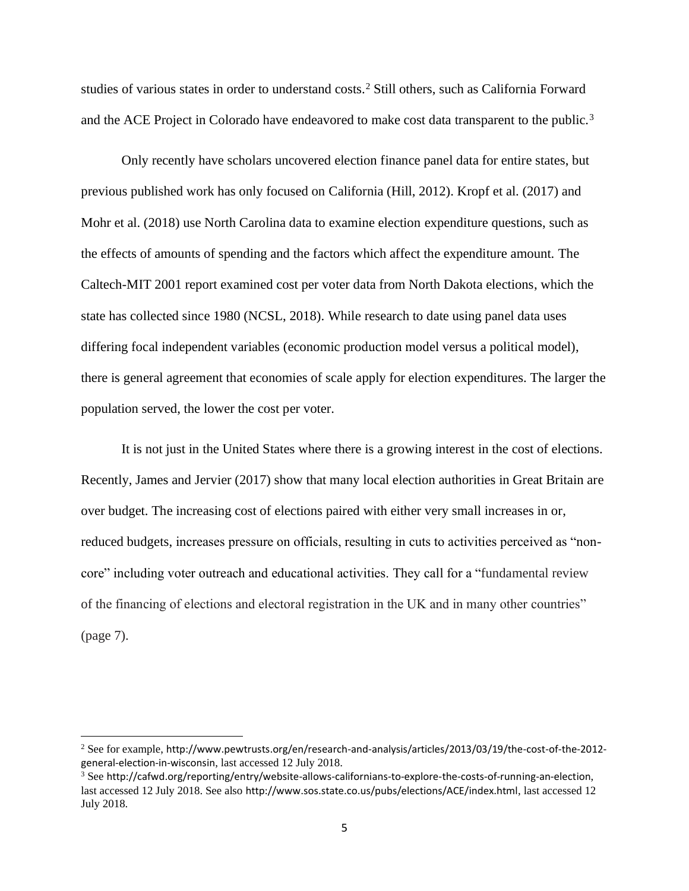studies of various states in order to understand costs.[2] Still others, such as California Forward and the ACE Project in Colorado have endeavored to make cost data transparent to the public.[3]

Only recently have scholars uncovered election finance panel data for entire states, but previous published work has only focused on California (Hill, 2012). Kropf et al. (2017) and Mohr et al. (2018) use North Carolina data to examine election expenditure questions, such as the effects of amounts of spending and the factors which affect the expenditure amount. The Caltech-MIT 2001 report examined cost per voter data from North Dakota elections, which the state has collected since 1980 (NCSL, 2018). While research to date using panel data uses differing focal independent variables (economic production model versus a political model), there is general agreement that economies of scale apply for election expenditures. The larger the population served, the lower the cost per voter.

It is not just in the United States where there is a growing interest in the cost of elections. Recently, James and Jervier (2017) show that many local election authorities in Great Britain are over budget. The increasing cost of elections paired with either very small increases in or, reduced budgets, increases pressure on officials, resulting in cuts to activities perceived as "non-core" including voter outreach and educational activities. They call for a "fundamental review of the financing of elections and electoral registration in the UK and in many other countries" (page 7).

---

[2] See for example, http://www.pewtrusts.org/en/research-and-analysis/articles/2013/03/19/the-cost-of-the-2012-general-election-in-wisconsin, last accessed 12 July 2018.

[3] See http://cafwd.org/reporting/entry/website-allows-californians-to-explore-the-costs-of-running-an-election, last accessed 12 July 2018. See also http://www.sos.state.co.us/pubs/elections/ACE/index.html, last accessed 12 July 2018.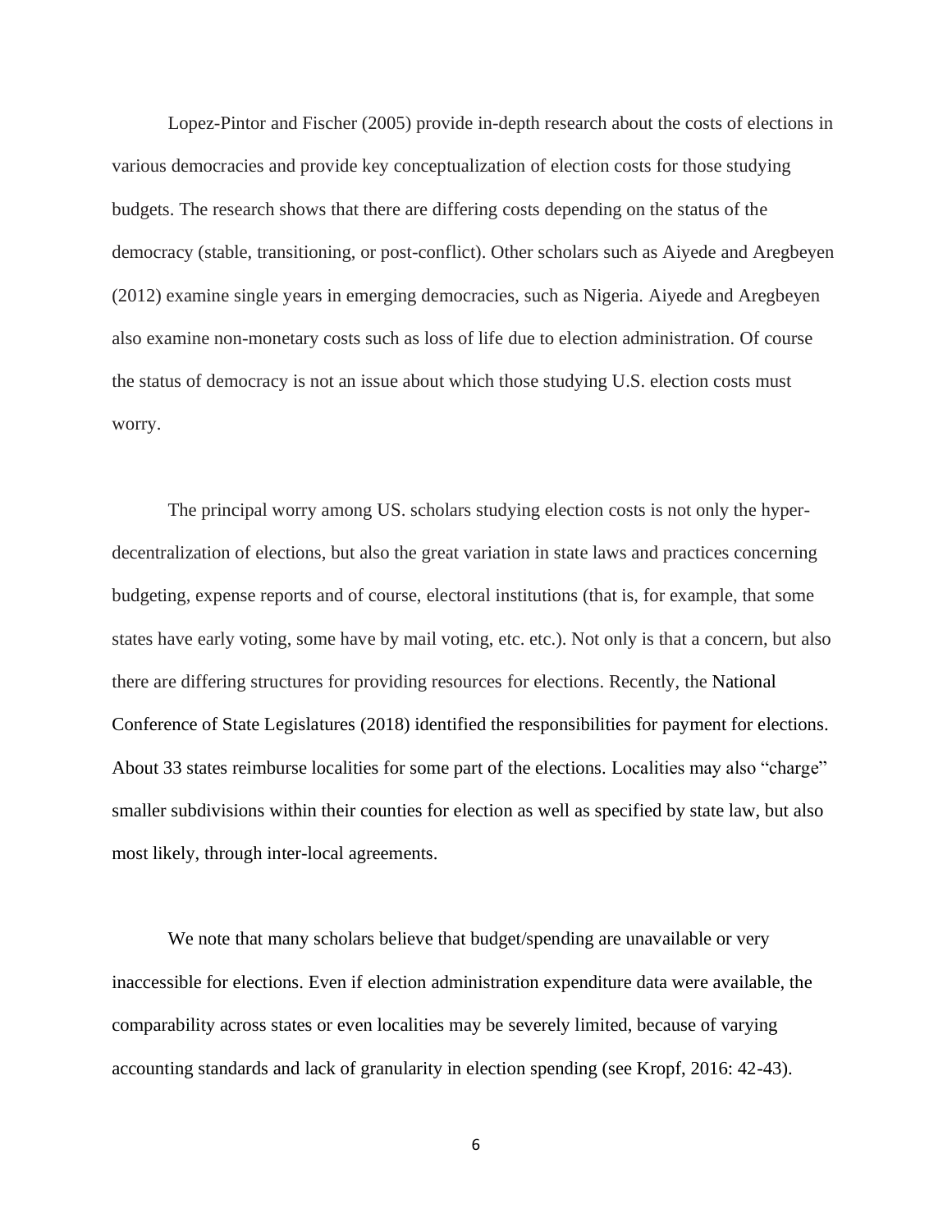Lopez-Pintor and Fischer (2005) provide in-depth research about the costs of elections in various democracies and provide key conceptualization of election costs for those studying budgets. The research shows that there are differing costs depending on the status of the democracy (stable, transitioning, or post-conflict). Other scholars such as Aiyede and Aregbeyen (2012) examine single years in emerging democracies, such as Nigeria. Aiyede and Aregbeyen also examine non-monetary costs such as loss of life due to election administration. Of course the status of democracy is not an issue about which those studying U.S. election costs must worry.

The principal worry among US. scholars studying election costs is not only the hyper-decentralization of elections, but also the great variation in state laws and practices concerning budgeting, expense reports and of course, electoral institutions (that is, for example, that some states have early voting, some have by mail voting, etc. etc.). Not only is that a concern, but also there are differing structures for providing resources for elections. Recently, the National Conference of State Legislatures (2018) identified the responsibilities for payment for elections. About 33 states reimburse localities for some part of the elections. Localities may also "charge" smaller subdivisions within their counties for election as well as specified by state law, but also most likely, through inter-local agreements.

We note that many scholars believe that budget/spending are unavailable or very inaccessible for elections. Even if election administration expenditure data were available, the comparability across states or even localities may be severely limited, because of varying accounting standards and lack of granularity in election spending (see Kropf, 2016: 42-43).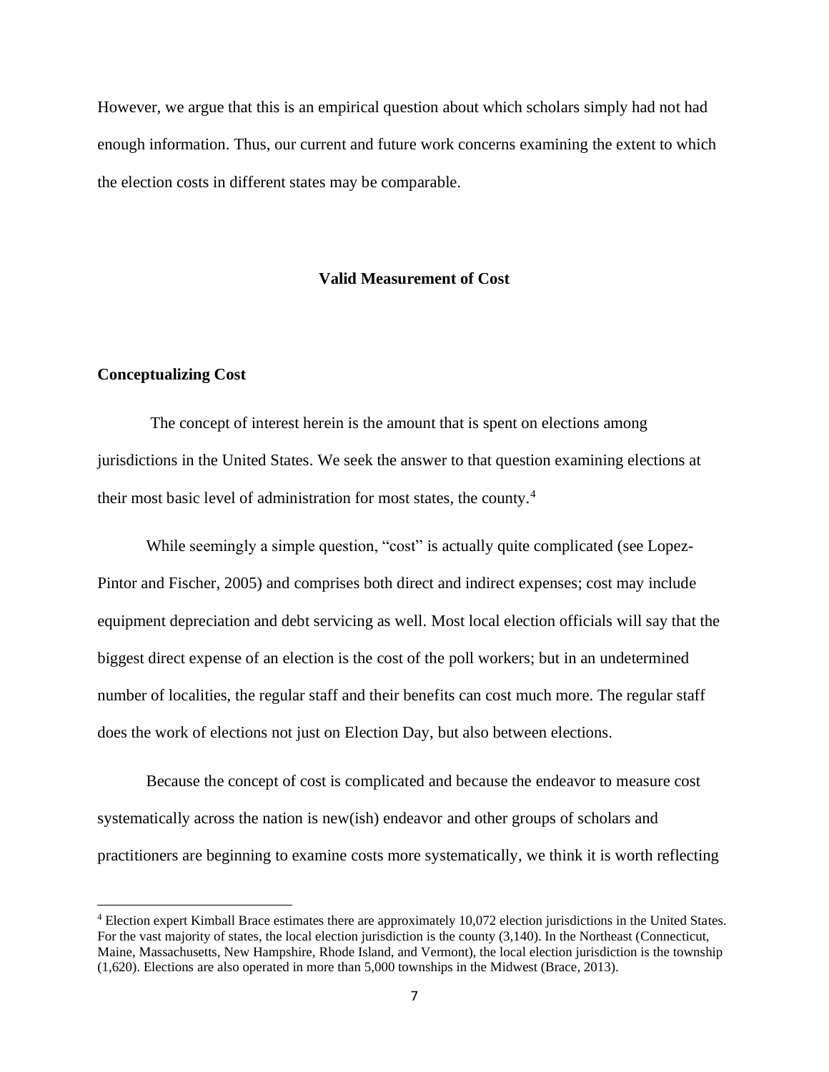However, we argue that this is an empirical question about which scholars simply had not had enough information. Thus, our current and future work concerns examining the extent to which the election costs in different states may be comparable.

## Valid Measurement of Cost

### Conceptualizing Cost

The concept of interest herein is the amount that is spent on elections among jurisdictions in the United States. We seek the answer to that question examining elections at their most basic level of administration for most states, the county.[4]

While seemingly a simple question, "cost" is actually quite complicated (see Lopez-Pintor and Fischer, 2005) and comprises both direct and indirect expenses; cost may include equipment depreciation and debt servicing as well. Most local election officials will say that the biggest direct expense of an election is the cost of the poll workers; but in an undetermined number of localities, the regular staff and their benefits can cost much more. The regular staff does the work of elections not just on Election Day, but also between elections.

Because the concept of cost is complicated and because the endeavor to measure cost systematically across the nation is new(ish) endeavor and other groups of scholars and practitioners are beginning to examine costs more systematically, we think it is worth reflecting

[4] Election expert Kimball Brace estimates there are approximately 10,072 election jurisdictions in the United States. For the vast majority of states, the local election jurisdiction is the county (3,140). In the Northeast (Connecticut, Maine, Massachusetts, New Hampshire, Rhode Island, and Vermont), the local election jurisdiction is the township (1,620). Elections are also operated in more than 5,000 townships in the Midwest (Brace, 2013).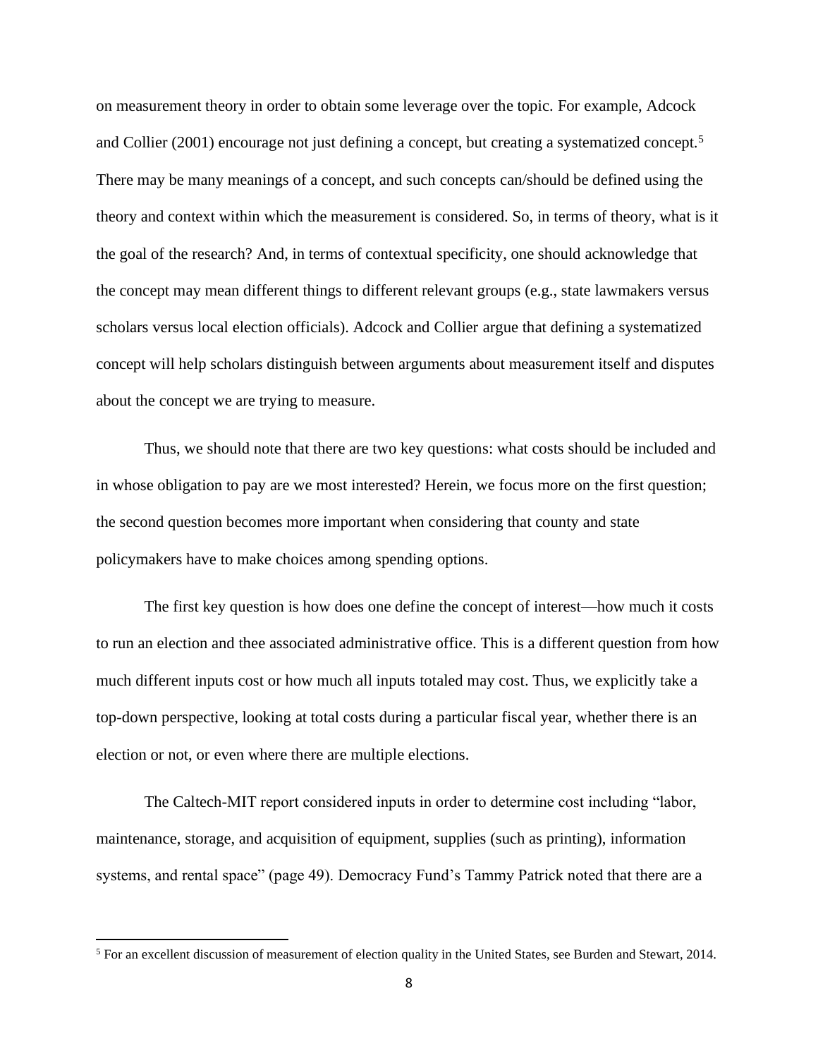on measurement theory in order to obtain some leverage over the topic. For example, Adcock and Collier (2001) encourage not just defining a concept, but creating a systematized concept.[5] There may be many meanings of a concept, and such concepts can/should be defined using the theory and context within which the measurement is considered. So, in terms of theory, what is it the goal of the research? And, in terms of contextual specificity, one should acknowledge that the concept may mean different things to different relevant groups (e.g., state lawmakers versus scholars versus local election officials). Adcock and Collier argue that defining a systematized concept will help scholars distinguish between arguments about measurement itself and disputes about the concept we are trying to measure.

Thus, we should note that there are two key questions: what costs should be included and in whose obligation to pay are we most interested? Herein, we focus more on the first question; the second question becomes more important when considering that county and state policymakers have to make choices among spending options.

The first key question is how does one define the concept of interest—how much it costs to run an election and thee associated administrative office. This is a different question from how much different inputs cost or how much all inputs totaled may cost. Thus, we explicitly take a top-down perspective, looking at total costs during a particular fiscal year, whether there is an election or not, or even where there are multiple elections.

The Caltech-MIT report considered inputs in order to determine cost including "labor, maintenance, storage, and acquisition of equipment, supplies (such as printing), information systems, and rental space" (page 49). Democracy Fund's Tammy Patrick noted that there are a

[5] For an excellent discussion of measurement of election quality in the United States, see Burden and Stewart, 2014.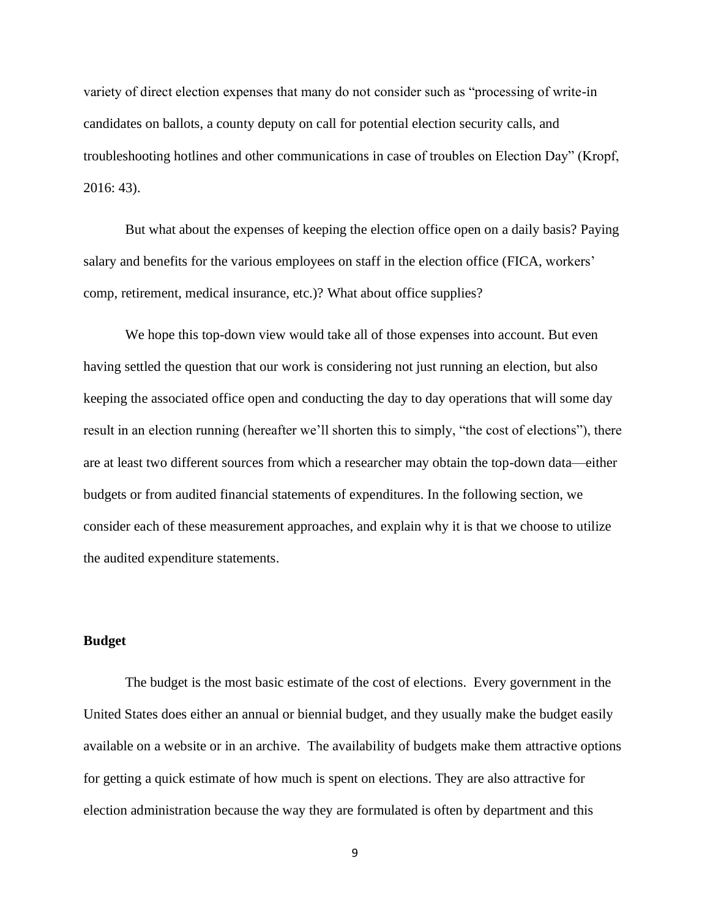variety of direct election expenses that many do not consider such as "processing of write-in candidates on ballots, a county deputy on call for potential election security calls, and troubleshooting hotlines and other communications in case of troubles on Election Day" (Kropf, 2016: 43).

But what about the expenses of keeping the election office open on a daily basis? Paying salary and benefits for the various employees on staff in the election office (FICA, workers' comp, retirement, medical insurance, etc.)? What about office supplies?

We hope this top-down view would take all of those expenses into account. But even having settled the question that our work is considering not just running an election, but also keeping the associated office open and conducting the day to day operations that will some day result in an election running (hereafter we'll shorten this to simply, "the cost of elections"), there are at least two different sources from which a researcher may obtain the top-down data—either budgets or from audited financial statements of expenditures. In the following section, we consider each of these measurement approaches, and explain why it is that we choose to utilize the audited expenditure statements.

## Budget

The budget is the most basic estimate of the cost of elections. Every government in the United States does either an annual or biennial budget, and they usually make the budget easily available on a website or in an archive. The availability of budgets make them attractive options for getting a quick estimate of how much is spent on elections. They are also attractive for election administration because the way they are formulated is often by department and this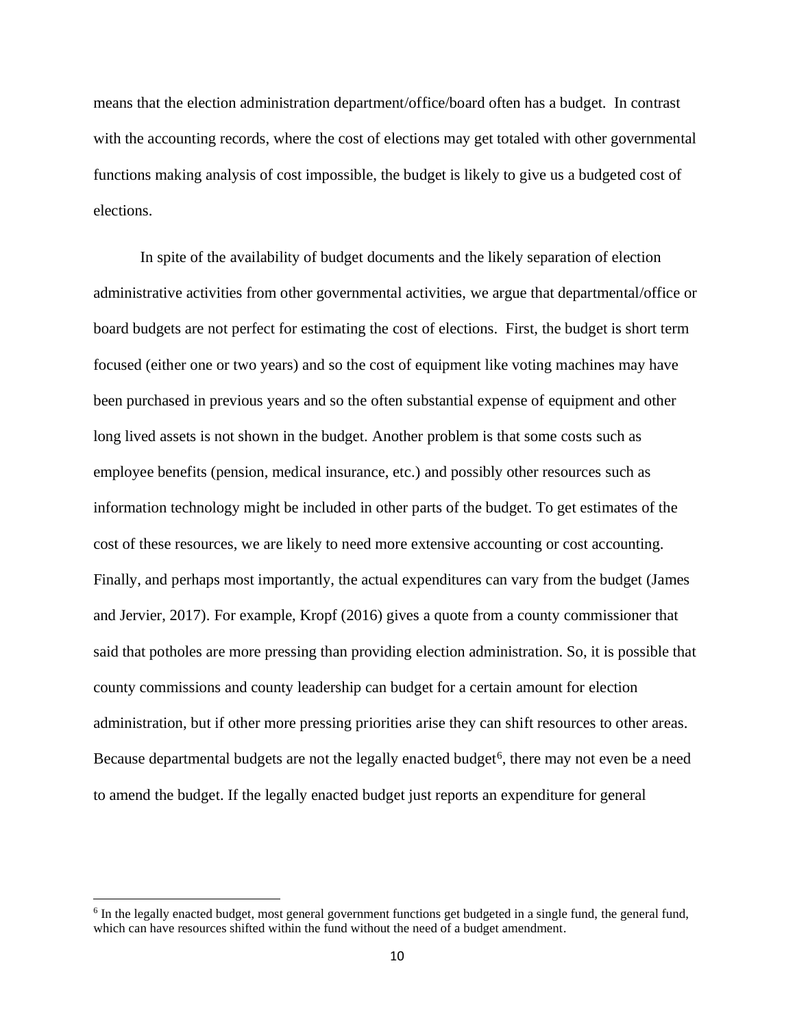means that the election administration department/office/board often has a budget. In contrast with the accounting records, where the cost of elections may get totaled with other governmental functions making analysis of cost impossible, the budget is likely to give us a budgeted cost of elections.

In spite of the availability of budget documents and the likely separation of election administrative activities from other governmental activities, we argue that departmental/office or board budgets are not perfect for estimating the cost of elections. First, the budget is short term focused (either one or two years) and so the cost of equipment like voting machines may have been purchased in previous years and so the often substantial expense of equipment and other long lived assets is not shown in the budget. Another problem is that some costs such as employee benefits (pension, medical insurance, etc.) and possibly other resources such as information technology might be included in other parts of the budget. To get estimates of the cost of these resources, we are likely to need more extensive accounting or cost accounting. Finally, and perhaps most importantly, the actual expenditures can vary from the budget (James and Jervier, 2017). For example, Kropf (2016) gives a quote from a county commissioner that said that potholes are more pressing than providing election administration. So, it is possible that county commissions and county leadership can budget for a certain amount for election administration, but if other more pressing priorities arise they can shift resources to other areas. Because departmental budgets are not the legally enacted budget[6], there may not even be a need to amend the budget. If the legally enacted budget just reports an expenditure for general

[6] In the legally enacted budget, most general government functions get budgeted in a single fund, the general fund, which can have resources shifted within the fund without the need of a budget amendment.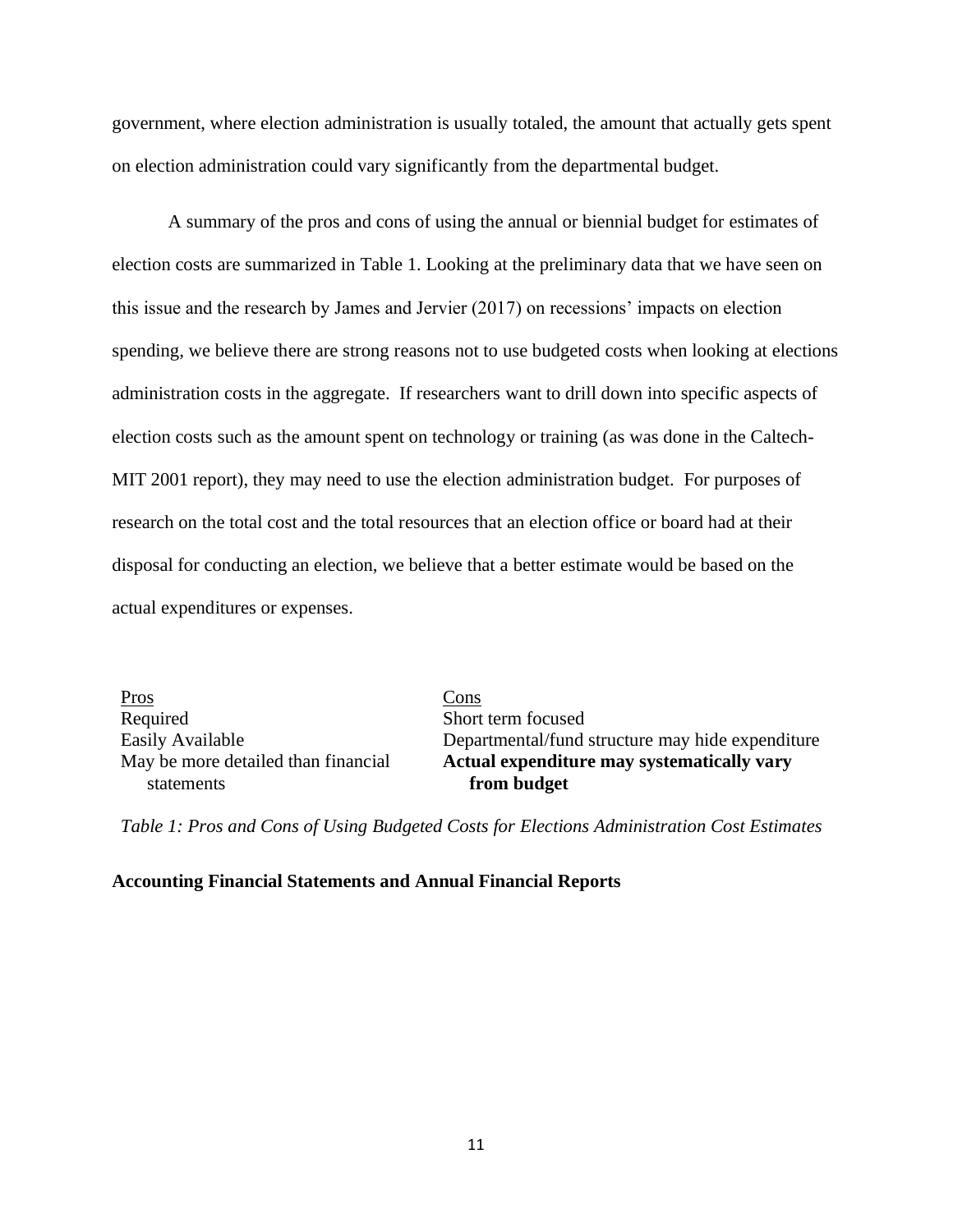government, where election administration is usually totaled, the amount that actually gets spent on election administration could vary significantly from the departmental budget.

A summary of the pros and cons of using the annual or biennial budget for estimates of election costs are summarized in Table 1. Looking at the preliminary data that we have seen on this issue and the research by James and Jervier (2017) on recessions' impacts on election spending, we believe there are strong reasons not to use budgeted costs when looking at elections administration costs in the aggregate. If researchers want to drill down into specific aspects of election costs such as the amount spent on technology or training (as was done in the Caltech-MIT 2001 report), they may need to use the election administration budget. For purposes of research on the total cost and the total resources that an election office or board had at their disposal for conducting an election, we believe that a better estimate would be based on the actual expenditures or expenses.

| Pros | Cons |
|---|---|
| Required | Short term focused |
| Easily Available | Departmental/fund structure may hide expenditure |
| May be more detailed than financial statements | **Actual expenditure may systematically vary from budget** |

*Table 1: Pros and Cons of Using Budgeted Costs for Elections Administration Cost Estimates*

**Accounting Financial Statements and Annual Financial Reports**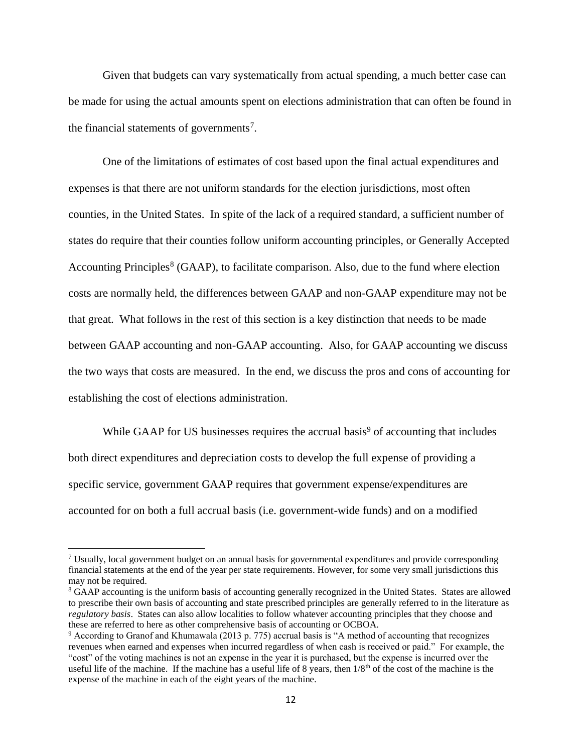Given that budgets can vary systematically from actual spending, a much better case can be made for using the actual amounts spent on elections administration that can often be found in the financial statements of governments[7].

One of the limitations of estimates of cost based upon the final actual expenditures and expenses is that there are not uniform standards for the election jurisdictions, most often counties, in the United States. In spite of the lack of a required standard, a sufficient number of states do require that their counties follow uniform accounting principles, or Generally Accepted Accounting Principles[8] (GAAP), to facilitate comparison. Also, due to the fund where election costs are normally held, the differences between GAAP and non-GAAP expenditure may not be that great. What follows in the rest of this section is a key distinction that needs to be made between GAAP accounting and non-GAAP accounting. Also, for GAAP accounting we discuss the two ways that costs are measured. In the end, we discuss the pros and cons of accounting for establishing the cost of elections administration.

While GAAP for US businesses requires the accrual basis[9] of accounting that includes both direct expenditures and depreciation costs to develop the full expense of providing a specific service, government GAAP requires that government expense/expenditures are accounted for on both a full accrual basis (i.e. government-wide funds) and on a modified

---

[7] Usually, local government budget on an annual basis for governmental expenditures and provide corresponding financial statements at the end of the year per state requirements. However, for some very small jurisdictions this may not be required.

[8] GAAP accounting is the uniform basis of accounting generally recognized in the United States. States are allowed to prescribe their own basis of accounting and state prescribed principles are generally referred to in the literature as *regulatory basis*. States can also allow localities to follow whatever accounting principles that they choose and these are referred to here as other comprehensive basis of accounting or OCBOA.

[9] According to Granof and Khumawala (2013 p. 775) accrual basis is "A method of accounting that recognizes revenues when earned and expenses when incurred regardless of when cash is received or paid." For example, the "cost" of the voting machines is not an expense in the year it is purchased, but the expense is incurred over the useful life of the machine. If the machine has a useful life of 8 years, then 1/8th of the cost of the machine is the expense of the machine in each of the eight years of the machine.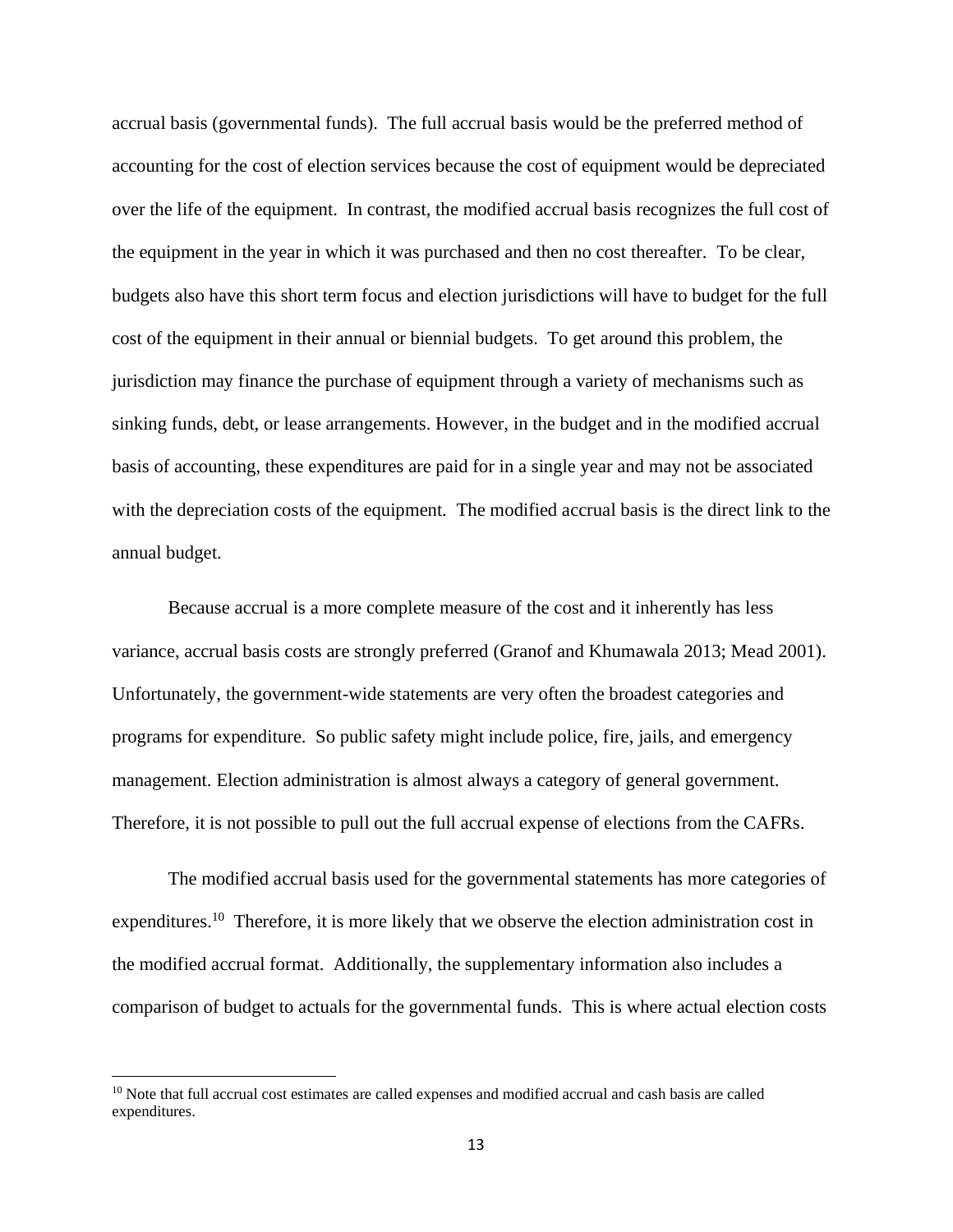accrual basis (governmental funds). The full accrual basis would be the preferred method of accounting for the cost of election services because the cost of equipment would be depreciated over the life of the equipment. In contrast, the modified accrual basis recognizes the full cost of the equipment in the year in which it was purchased and then no cost thereafter. To be clear, budgets also have this short term focus and election jurisdictions will have to budget for the full cost of the equipment in their annual or biennial budgets. To get around this problem, the jurisdiction may finance the purchase of equipment through a variety of mechanisms such as sinking funds, debt, or lease arrangements. However, in the budget and in the modified accrual basis of accounting, these expenditures are paid for in a single year and may not be associated with the depreciation costs of the equipment. The modified accrual basis is the direct link to the annual budget.

Because accrual is a more complete measure of the cost and it inherently has less variance, accrual basis costs are strongly preferred (Granof and Khumawala 2013; Mead 2001). Unfortunately, the government-wide statements are very often the broadest categories and programs for expenditure. So public safety might include police, fire, jails, and emergency management. Election administration is almost always a category of general government. Therefore, it is not possible to pull out the full accrual expense of elections from the CAFRs.

The modified accrual basis used for the governmental statements has more categories of expenditures.[10] Therefore, it is more likely that we observe the election administration cost in the modified accrual format. Additionally, the supplementary information also includes a comparison of budget to actuals for the governmental funds. This is where actual election costs

[10] Note that full accrual cost estimates are called expenses and modified accrual and cash basis are called expenditures.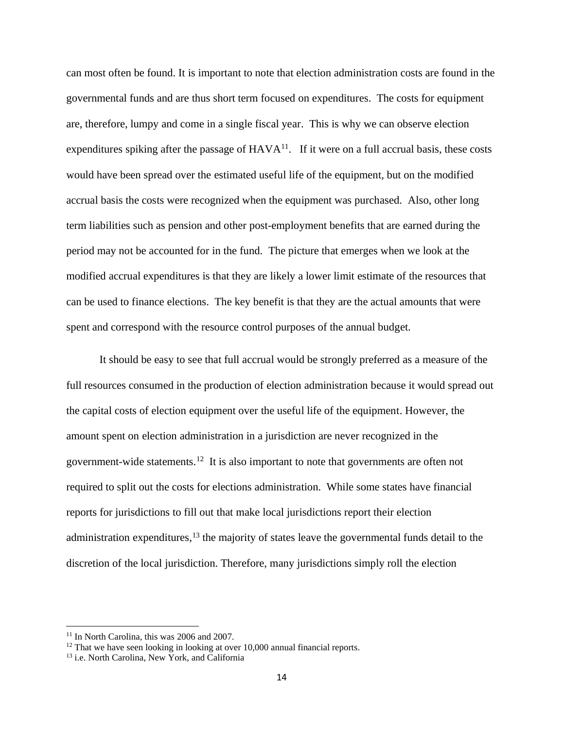can most often be found. It is important to note that election administration costs are found in the governmental funds and are thus short term focused on expenditures. The costs for equipment are, therefore, lumpy and come in a single fiscal year. This is why we can observe election expenditures spiking after the passage of HAVA[11]. If it were on a full accrual basis, these costs would have been spread over the estimated useful life of the equipment, but on the modified accrual basis the costs were recognized when the equipment was purchased. Also, other long term liabilities such as pension and other post-employment benefits that are earned during the period may not be accounted for in the fund. The picture that emerges when we look at the modified accrual expenditures is that they are likely a lower limit estimate of the resources that can be used to finance elections. The key benefit is that they are the actual amounts that were spent and correspond with the resource control purposes of the annual budget.

It should be easy to see that full accrual would be strongly preferred as a measure of the full resources consumed in the production of election administration because it would spread out the capital costs of election equipment over the useful life of the equipment. However, the amount spent on election administration in a jurisdiction are never recognized in the government-wide statements.[12] It is also important to note that governments are often not required to split out the costs for elections administration. While some states have financial reports for jurisdictions to fill out that make local jurisdictions report their election administration expenditures,[13] the majority of states leave the governmental funds detail to the discretion of the local jurisdiction. Therefore, many jurisdictions simply roll the election

---

[11] In North Carolina, this was 2006 and 2007.

[12] That we have seen looking in looking at over 10,000 annual financial reports.

[13] i.e. North Carolina, New York, and California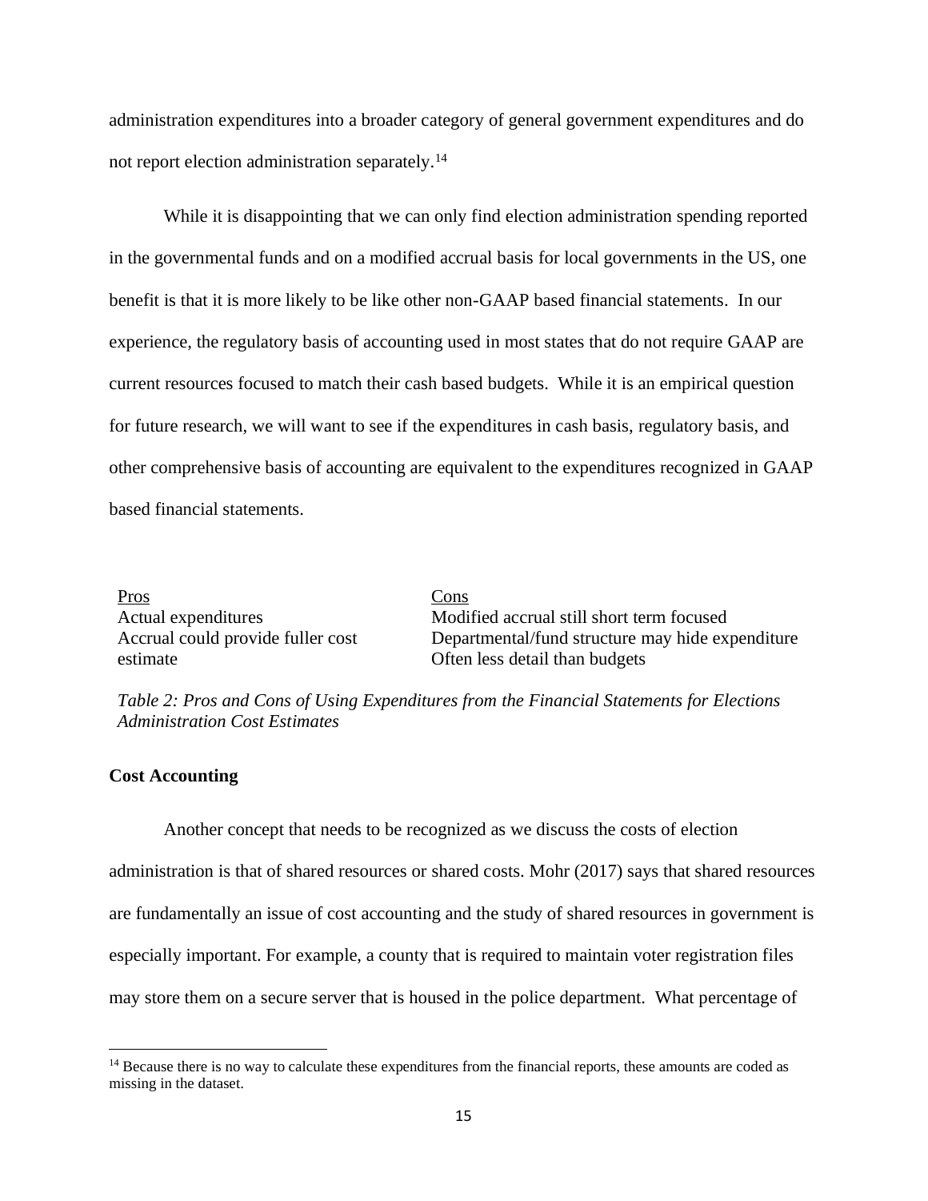administration expenditures into a broader category of general government expenditures and do not report election administration separately.[14]

While it is disappointing that we can only find election administration spending reported in the governmental funds and on a modified accrual basis for local governments in the US, one benefit is that it is more likely to be like other non-GAAP based financial statements. In our experience, the regulatory basis of accounting used in most states that do not require GAAP are current resources focused to match their cash based budgets. While it is an empirical question for future research, we will want to see if the expenditures in cash basis, regulatory basis, and other comprehensive basis of accounting are equivalent to the expenditures recognized in GAAP based financial statements.

| Pros | Cons |
| --- | --- |
| Actual expenditures | Modified accrual still short term focused |
| Accrual could provide fuller cost estimate | Departmental/fund structure may hide expenditure |
| | Often less detail than budgets |

*Table 2: Pros and Cons of Using Expenditures from the Financial Statements for Elections Administration Cost Estimates*

**Cost Accounting**

Another concept that needs to be recognized as we discuss the costs of election administration is that of shared resources or shared costs. Mohr (2017) says that shared resources are fundamentally an issue of cost accounting and the study of shared resources in government is especially important. For example, a county that is required to maintain voter registration files may store them on a secure server that is housed in the police department. What percentage of

[14] Because there is no way to calculate these expenditures from the financial reports, these amounts are coded as missing in the dataset.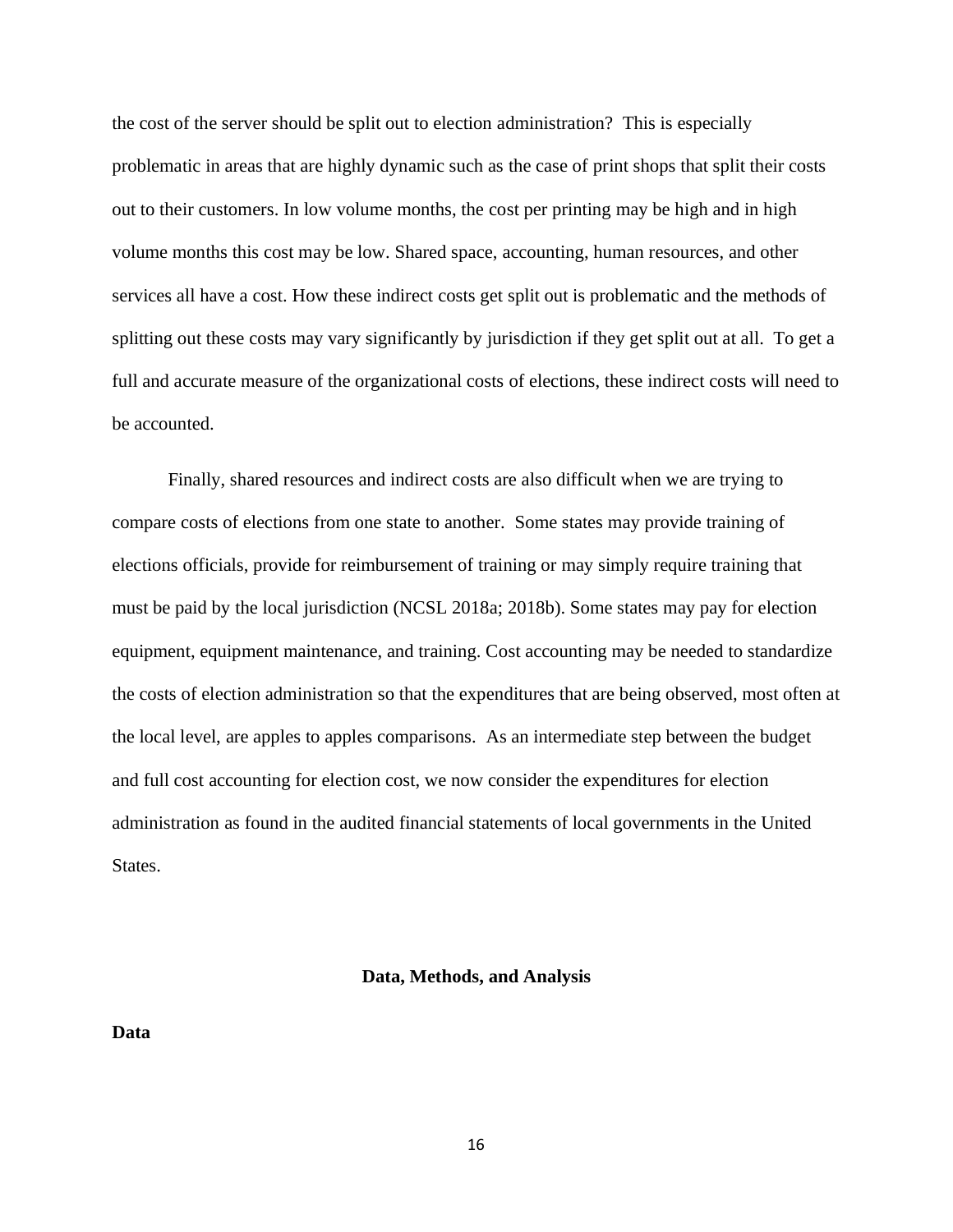the cost of the server should be split out to election administration? This is especially problematic in areas that are highly dynamic such as the case of print shops that split their costs out to their customers. In low volume months, the cost per printing may be high and in high volume months this cost may be low. Shared space, accounting, human resources, and other services all have a cost. How these indirect costs get split out is problematic and the methods of splitting out these costs may vary significantly by jurisdiction if they get split out at all. To get a full and accurate measure of the organizational costs of elections, these indirect costs will need to be accounted.

Finally, shared resources and indirect costs are also difficult when we are trying to compare costs of elections from one state to another. Some states may provide training of elections officials, provide for reimbursement of training or may simply require training that must be paid by the local jurisdiction (NCSL 2018a; 2018b). Some states may pay for election equipment, equipment maintenance, and training. Cost accounting may be needed to standardize the costs of election administration so that the expenditures that are being observed, most often at the local level, are apples to apples comparisons. As an intermediate step between the budget and full cost accounting for election cost, we now consider the expenditures for election administration as found in the audited financial statements of local governments in the United States.

## Data, Methods, and Analysis

### Data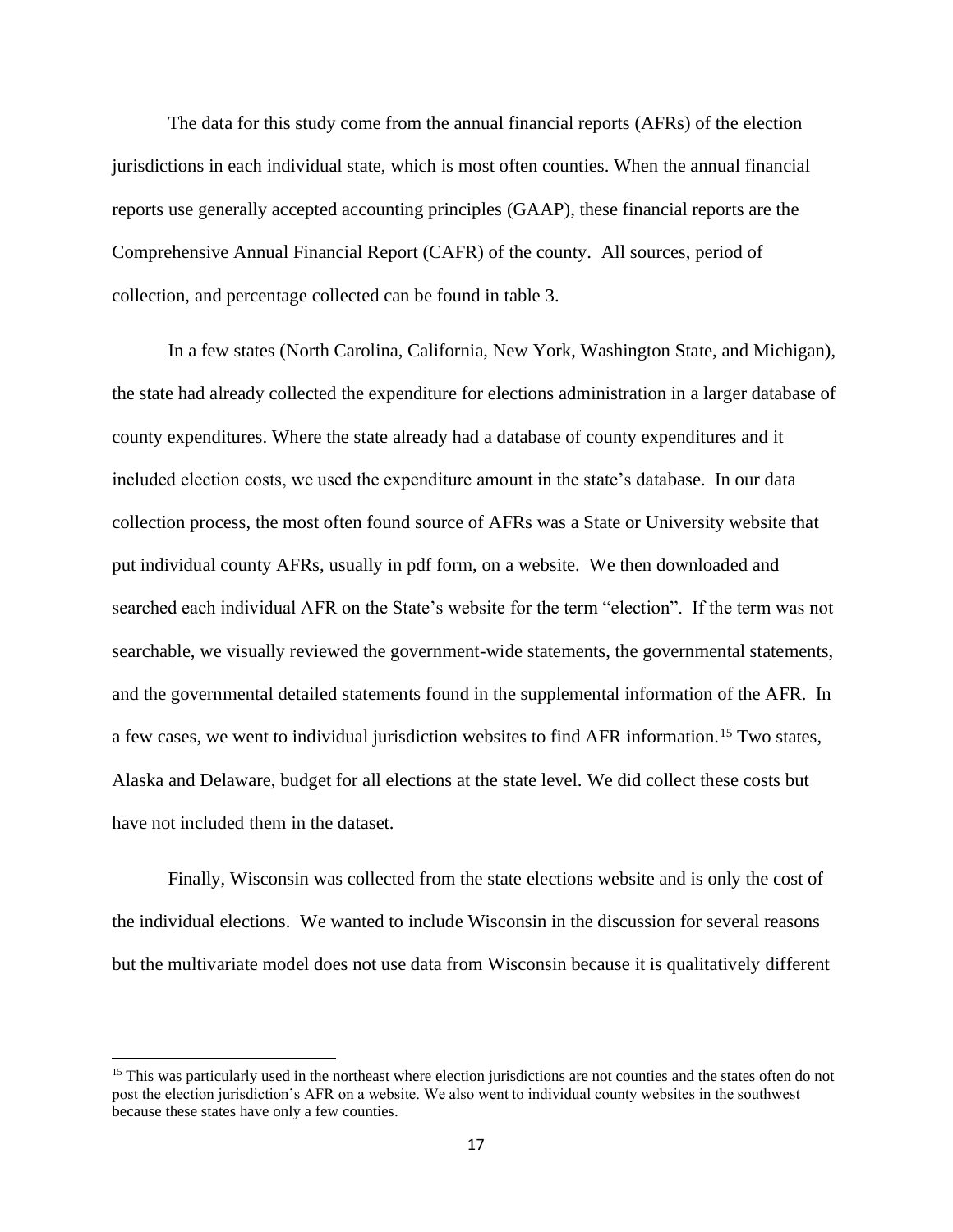The data for this study come from the annual financial reports (AFRs) of the election jurisdictions in each individual state, which is most often counties. When the annual financial reports use generally accepted accounting principles (GAAP), these financial reports are the Comprehensive Annual Financial Report (CAFR) of the county. All sources, period of collection, and percentage collected can be found in table 3.

In a few states (North Carolina, California, New York, Washington State, and Michigan), the state had already collected the expenditure for elections administration in a larger database of county expenditures. Where the state already had a database of county expenditures and it included election costs, we used the expenditure amount in the state's database. In our data collection process, the most often found source of AFRs was a State or University website that put individual county AFRs, usually in pdf form, on a website. We then downloaded and searched each individual AFR on the State's website for the term "election". If the term was not searchable, we visually reviewed the government-wide statements, the governmental statements, and the governmental detailed statements found in the supplemental information of the AFR. In a few cases, we went to individual jurisdiction websites to find AFR information.[15] Two states, Alaska and Delaware, budget for all elections at the state level. We did collect these costs but have not included them in the dataset.

Finally, Wisconsin was collected from the state elections website and is only the cost of the individual elections. We wanted to include Wisconsin in the discussion for several reasons but the multivariate model does not use data from Wisconsin because it is qualitatively different

[15] This was particularly used in the northeast where election jurisdictions are not counties and the states often do not post the election jurisdiction's AFR on a website. We also went to individual county websites in the southwest because these states have only a few counties.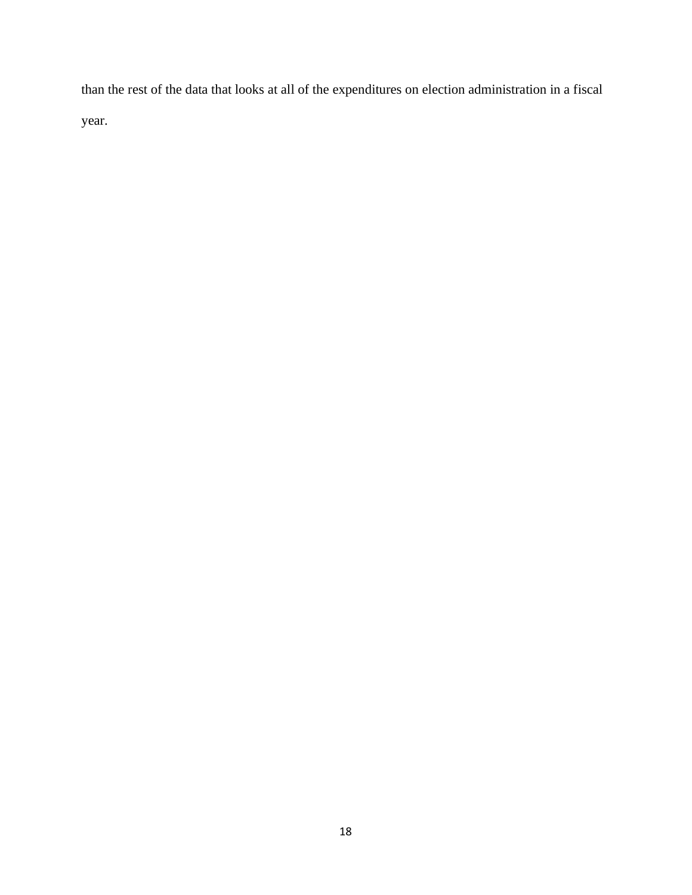than the rest of the data that looks at all of the expenditures on election administration in a fiscal year.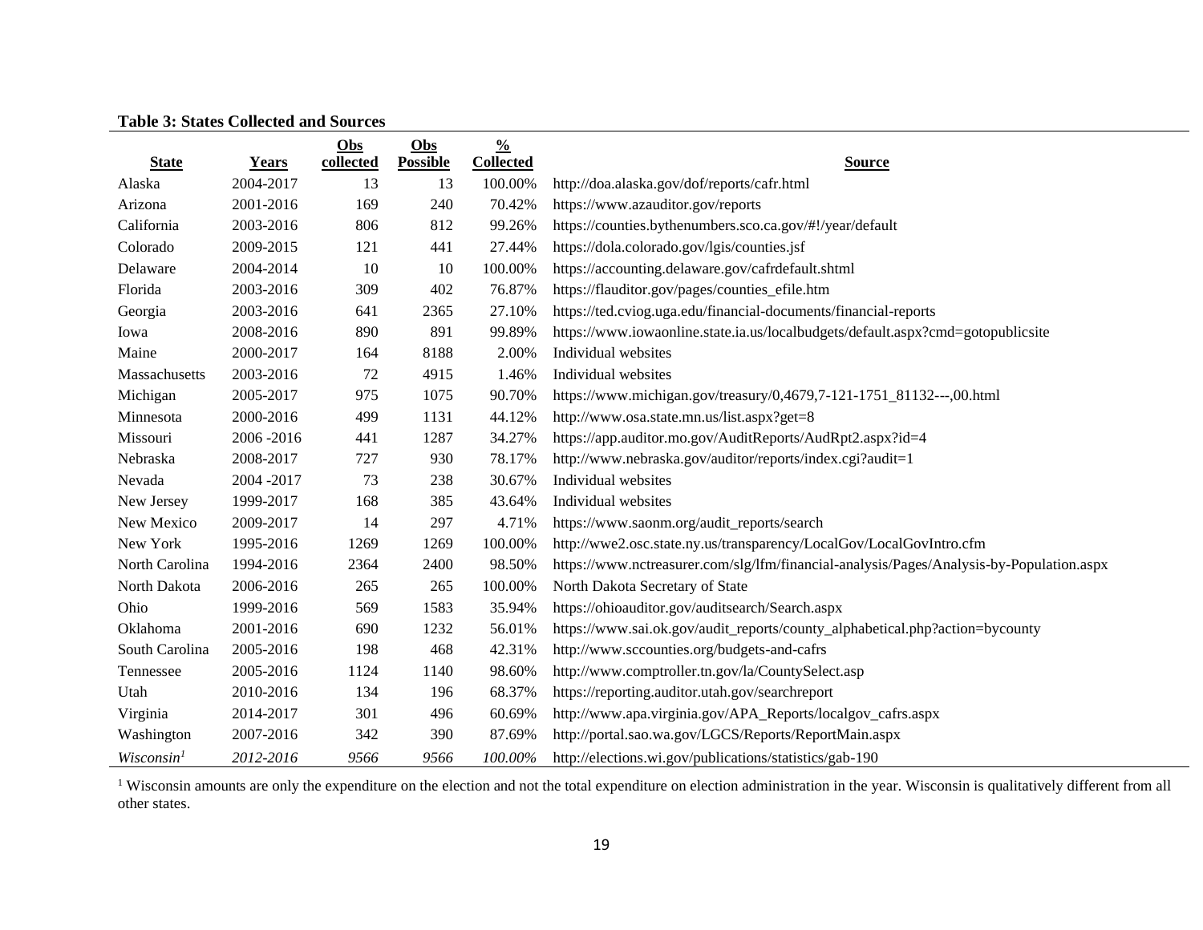**Table 3: States Collected and Sources**

| State | Years | Obs collected | Obs Possible | % Collected | Source |
|---|---|---|---|---|---|
| Alaska | 2004-2017 | 13 | 13 | 100.00% | http://doa.alaska.gov/dof/reports/cafr.html |
| Arizona | 2001-2016 | 169 | 240 | 70.42% | https://www.azauditor.gov/reports |
| California | 2003-2016 | 806 | 812 | 99.26% | https://counties.bythenumbers.sco.ca.gov/#!/year/default |
| Colorado | 2009-2015 | 121 | 441 | 27.44% | https://dola.colorado.gov/lgis/counties.jsf |
| Delaware | 2004-2014 | 10 | 10 | 100.00% | https://accounting.delaware.gov/cafrdefault.shtml |
| Florida | 2003-2016 | 309 | 402 | 76.87% | https://flauditor.gov/pages/counties_efile.htm |
| Georgia | 2003-2016 | 641 | 2365 | 27.10% | https://ted.cviog.uga.edu/financial-documents/financial-reports |
| Iowa | 2008-2016 | 890 | 891 | 99.89% | https://www.iowaonline.state.ia.us/localbudgets/default.aspx?cmd=gotopublicsite |
| Maine | 2000-2017 | 164 | 8188 | 2.00% | Individual websites |
| Massachusetts | 2003-2016 | 72 | 4915 | 1.46% | Individual websites |
| Michigan | 2005-2017 | 975 | 1075 | 90.70% | https://www.michigan.gov/treasury/0,4679,7-121-1751_81132---,00.html |
| Minnesota | 2000-2016 | 499 | 1131 | 44.12% | http://www.osa.state.mn.us/list.aspx?get=8 |
| Missouri | 2006 -2016 | 441 | 1287 | 34.27% | https://app.auditor.mo.gov/AuditReports/AudRpt2.aspx?id=4 |
| Nebraska | 2008-2017 | 727 | 930 | 78.17% | http://www.nebraska.gov/auditor/reports/index.cgi?audit=1 |
| Nevada | 2004 -2017 | 73 | 238 | 30.67% | Individual websites |
| New Jersey | 1999-2017 | 168 | 385 | 43.64% | Individual websites |
| New Mexico | 2009-2017 | 14 | 297 | 4.71% | https://www.saonm.org/audit_reports/search |
| New York | 1995-2016 | 1269 | 1269 | 100.00% | http://wwe2.osc.state.ny.us/transparency/LocalGov/LocalGovIntro.cfm |
| North Carolina | 1994-2016 | 2364 | 2400 | 98.50% | https://www.nctreasurer.com/slg/lfm/financial-analysis/Pages/Analysis-by-Population.aspx |
| North Dakota | 2006-2016 | 265 | 265 | 100.00% | North Dakota Secretary of State |
| Ohio | 1999-2016 | 569 | 1583 | 35.94% | https://ohioauditor.gov/auditsearch/Search.aspx |
| Oklahoma | 2001-2016 | 690 | 1232 | 56.01% | https://www.sai.ok.gov/audit_reports/county_alphabetical.php?action=bycounty |
| South Carolina | 2005-2016 | 198 | 468 | 42.31% | http://www.sccounties.org/budgets-and-cafrs |
| Tennessee | 2005-2016 | 1124 | 1140 | 98.60% | http://www.comptroller.tn.gov/la/CountySelect.asp |
| Utah | 2010-2016 | 134 | 196 | 68.37% | https://reporting.auditor.utah.gov/searchreport |
| Virginia | 2014-2017 | 301 | 496 | 60.69% | http://www.apa.virginia.gov/APA_Reports/localgov_cafrs.aspx |
| Washington | 2007-2016 | 342 | 390 | 87.69% | http://portal.sao.wa.gov/LGCS/Reports/ReportMain.aspx |
| *Wisconsin*[1] | *2012-2016* | *9566* | *9566* | *100.00%* | http://elections.wi.gov/publications/statistics/gab-190 |

[1] Wisconsin amounts are only the expenditure on the election and not the total expenditure on election administration in the year. Wisconsin is qualitatively different from all other states.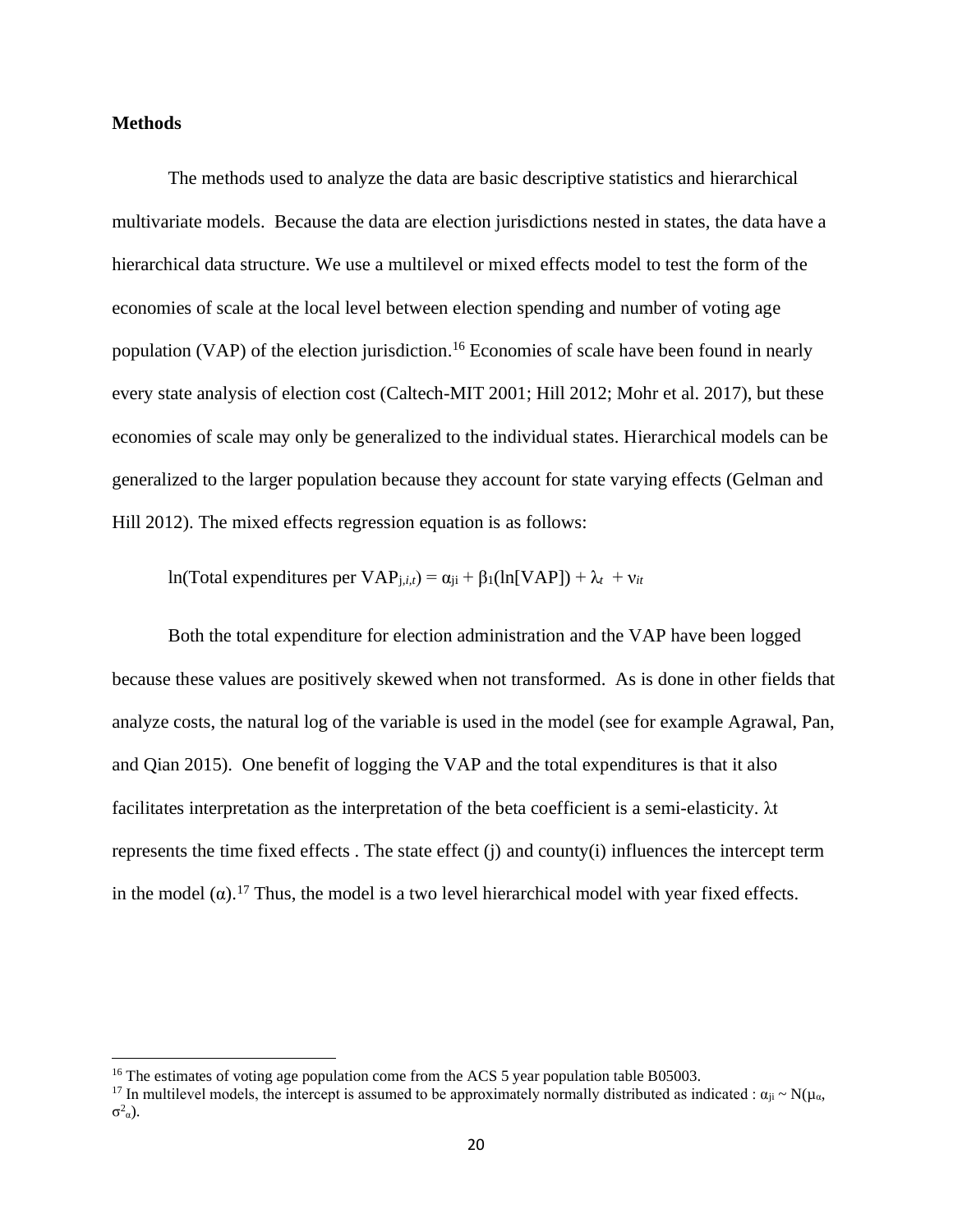**Methods**

The methods used to analyze the data are basic descriptive statistics and hierarchical multivariate models. Because the data are election jurisdictions nested in states, the data have a hierarchical data structure. We use a multilevel or mixed effects model to test the form of the economies of scale at the local level between election spending and number of voting age population (VAP) of the election jurisdiction.[16] Economies of scale have been found in nearly every state analysis of election cost (Caltech-MIT 2001; Hill 2012; Mohr et al. 2017), but these economies of scale may only be generalized to the individual states. Hierarchical models can be generalized to the larger population because they account for state varying effects (Gelman and Hill 2012). The mixed effects regression equation is as follows:

$$\ln(\text{Total expenditures per VAP}_{j,i,t}) = \alpha_{ji} + \beta_1(\ln[\text{VAP}]) + \lambda_t + \nu_{it}$$

Both the total expenditure for election administration and the VAP have been logged because these values are positively skewed when not transformed. As is done in other fields that analyze costs, the natural log of the variable is used in the model (see for example Agrawal, Pan, and Qian 2015). One benefit of logging the VAP and the total expenditures is that it also facilitates interpretation as the interpretation of the beta coefficient is a semi-elasticity. $\lambda t$ represents the time fixed effects . The state effect (j) and county(i) influences the intercept term in the model ($\alpha$).[17] Thus, the model is a two level hierarchical model with year fixed effects.

[16] The estimates of voting age population come from the ACS 5 year population table B05003.

[17] In multilevel models, the intercept is assumed to be approximately normally distributed as indicated : $\alpha_{ji} \sim N(\mu_\alpha, \sigma^2_\alpha)$.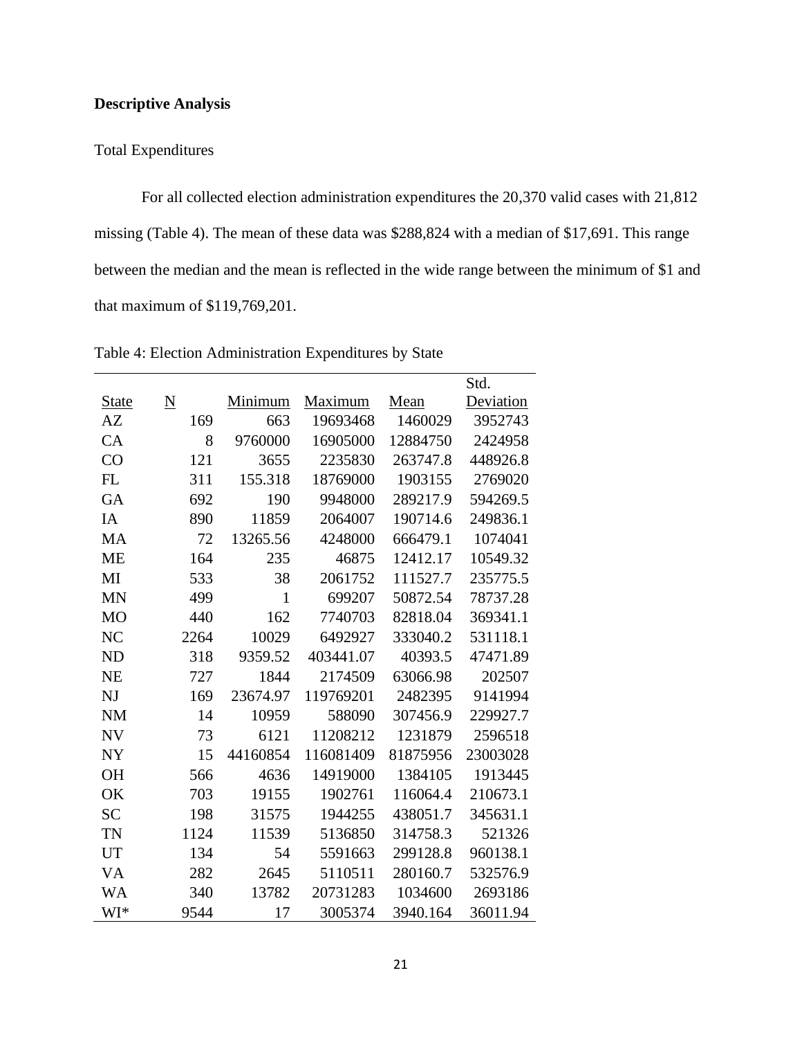**Descriptive Analysis**

Total Expenditures

For all collected election administration expenditures the 20,370 valid cases with 21,812 missing (Table 4). The mean of these data was $288,824 with a median of $17,691. This range between the median and the mean is reflected in the wide range between the minimum of $1 and that maximum of $119,769,201.

Table 4: Election Administration Expenditures by State

| State | N | Minimum | Maximum | Mean | Std. Deviation |
|---|---|---|---|---|---|
| AZ | 169 | 663 | 19693468 | 1460029 | 3952743 |
| CA | 8 | 9760000 | 16905000 | 12884750 | 2424958 |
| CO | 121 | 3655 | 2235830 | 263747.8 | 448926.8 |
| FL | 311 | 155.318 | 18769000 | 1903155 | 2769020 |
| GA | 692 | 190 | 9948000 | 289217.9 | 594269.5 |
| IA | 890 | 11859 | 2064007 | 190714.6 | 249836.1 |
| MA | 72 | 13265.56 | 4248000 | 666479.1 | 1074041 |
| ME | 164 | 235 | 46875 | 12412.17 | 10549.32 |
| MI | 533 | 38 | 2061752 | 111527.7 | 235775.5 |
| MN | 499 | 1 | 699207 | 50872.54 | 78737.28 |
| MO | 440 | 162 | 7740703 | 82818.04 | 369341.1 |
| NC | 2264 | 10029 | 6492927 | 333040.2 | 531118.1 |
| ND | 318 | 9359.52 | 403441.07 | 40393.5 | 47471.89 |
| NE | 727 | 1844 | 2174509 | 63066.98 | 202507 |
| NJ | 169 | 23674.97 | 119769201 | 2482395 | 9141994 |
| NM | 14 | 10959 | 588090 | 307456.9 | 229927.7 |
| NV | 73 | 6121 | 11208212 | 1231879 | 2596518 |
| NY | 15 | 44160854 | 116081409 | 81875956 | 23003028 |
| OH | 566 | 4636 | 14919000 | 1384105 | 1913445 |
| OK | 703 | 19155 | 1902761 | 116064.4 | 210673.1 |
| SC | 198 | 31575 | 1944255 | 438051.7 | 345631.1 |
| TN | 1124 | 11539 | 5136850 | 314758.3 | 521326 |
| UT | 134 | 54 | 5591663 | 299128.8 | 960138.1 |
| VA | 282 | 2645 | 5110511 | 280160.7 | 532576.9 |
| WA | 340 | 13782 | 20731283 | 1034600 | 2693186 |
| WI* | 9544 | 17 | 3005374 | 3940.164 | 36011.94 |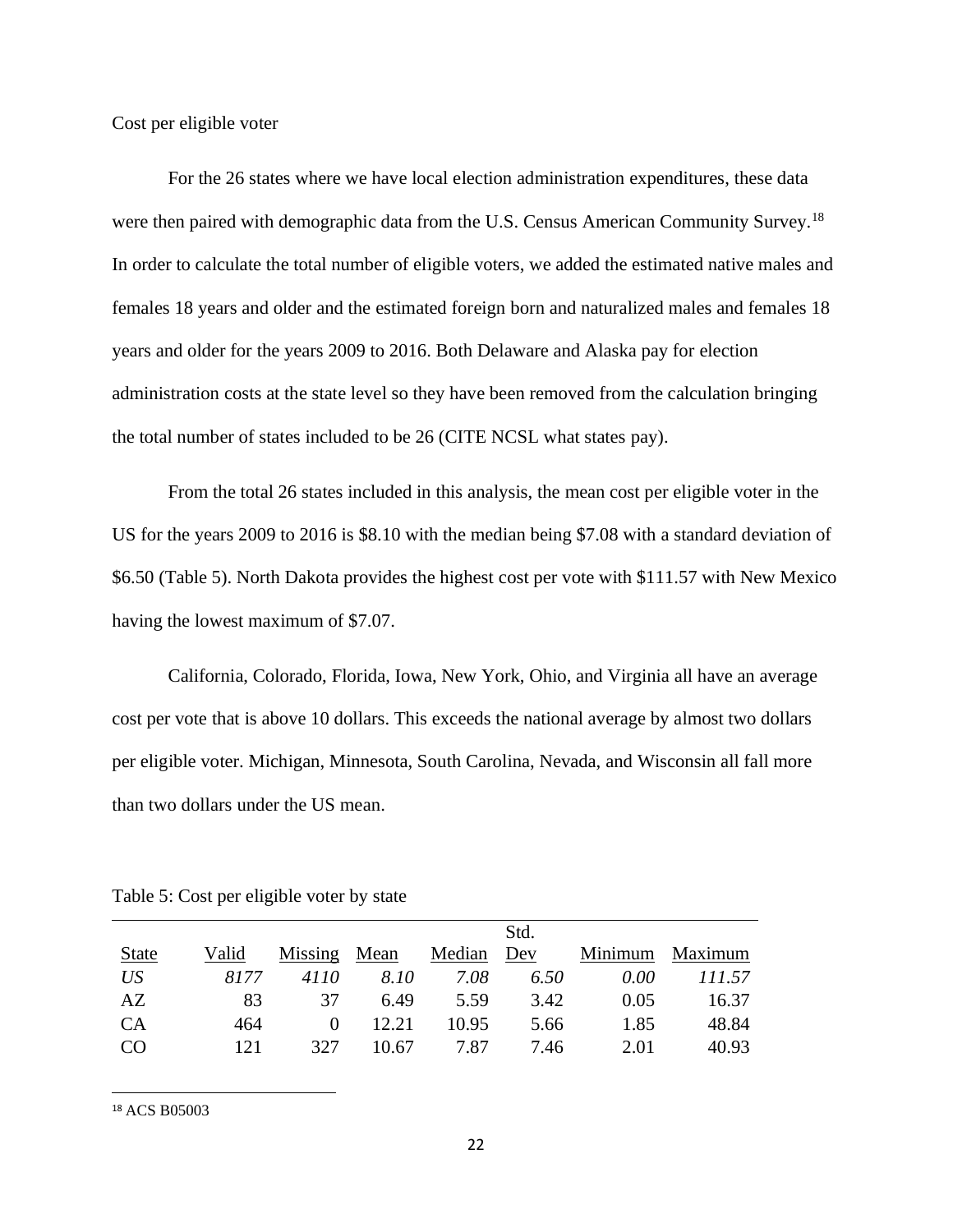Cost per eligible voter

For the 26 states where we have local election administration expenditures, these data were then paired with demographic data from the U.S. Census American Community Survey.[18] In order to calculate the total number of eligible voters, we added the estimated native males and females 18 years and older and the estimated foreign born and naturalized males and females 18 years and older for the years 2009 to 2016. Both Delaware and Alaska pay for election administration costs at the state level so they have been removed from the calculation bringing the total number of states included to be 26 (CITE NCSL what states pay).

From the total 26 states included in this analysis, the mean cost per eligible voter in the US for the years 2009 to 2016 is $8.10 with the median being $7.08 with a standard deviation of $6.50 (Table 5). North Dakota provides the highest cost per vote with $111.57 with New Mexico having the lowest maximum of $7.07.

California, Colorado, Florida, Iowa, New York, Ohio, and Virginia all have an average cost per vote that is above 10 dollars. This exceeds the national average by almost two dollars per eligible voter. Michigan, Minnesota, South Carolina, Nevada, and Wisconsin all fall more than two dollars under the US mean.

Table 5: Cost per eligible voter by state

| State | Valid | Missing | Mean | Median | Std. Dev | Minimum | Maximum |
|---|---|---|---|---|---|---|---|
| *US* | *8177* | *4110* | *8.10* | *7.08* | *6.50* | *0.00* | *111.57* |
| AZ | 83 | 37 | 6.49 | 5.59 | 3.42 | 0.05 | 16.37 |
| CA | 464 | 0 | 12.21 | 10.95 | 5.66 | 1.85 | 48.84 |
| CO | 121 | 327 | 10.67 | 7.87 | 7.46 | 2.01 | 40.93 |

[18] ACS B05003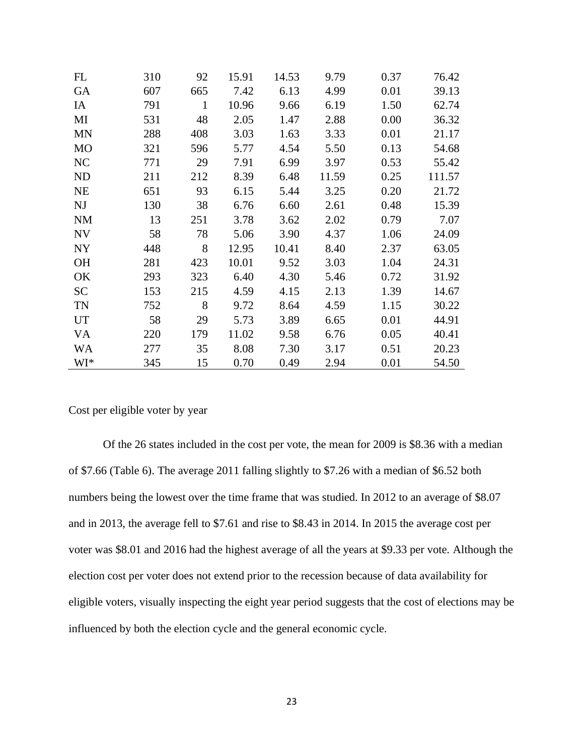| | | | | | | | |
|---|---|---|---|---|---|---|---|
| FL | 310 | 92 | 15.91 | 14.53 | 9.79 | 0.37 | 76.42 |
| GA | 607 | 665 | 7.42 | 6.13 | 4.99 | 0.01 | 39.13 |
| IA | 791 | 1 | 10.96 | 9.66 | 6.19 | 1.50 | 62.74 |
| MI | 531 | 48 | 2.05 | 1.47 | 2.88 | 0.00 | 36.32 |
| MN | 288 | 408 | 3.03 | 1.63 | 3.33 | 0.01 | 21.17 |
| MO | 321 | 596 | 5.77 | 4.54 | 5.50 | 0.13 | 54.68 |
| NC | 771 | 29 | 7.91 | 6.99 | 3.97 | 0.53 | 55.42 |
| ND | 211 | 212 | 8.39 | 6.48 | 11.59 | 0.25 | 111.57 |
| NE | 651 | 93 | 6.15 | 5.44 | 3.25 | 0.20 | 21.72 |
| NJ | 130 | 38 | 6.76 | 6.60 | 2.61 | 0.48 | 15.39 |
| NM | 13 | 251 | 3.78 | 3.62 | 2.02 | 0.79 | 7.07 |
| NV | 58 | 78 | 5.06 | 3.90 | 4.37 | 1.06 | 24.09 |
| NY | 448 | 8 | 12.95 | 10.41 | 8.40 | 2.37 | 63.05 |
| OH | 281 | 423 | 10.01 | 9.52 | 3.03 | 1.04 | 24.31 |
| OK | 293 | 323 | 6.40 | 4.30 | 5.46 | 0.72 | 31.92 |
| SC | 153 | 215 | 4.59 | 4.15 | 2.13 | 1.39 | 14.67 |
| TN | 752 | 8 | 9.72 | 8.64 | 4.59 | 1.15 | 30.22 |
| UT | 58 | 29 | 5.73 | 3.89 | 6.65 | 0.01 | 44.91 |
| VA | 220 | 179 | 11.02 | 9.58 | 6.76 | 0.05 | 40.41 |
| WA | 277 | 35 | 8.08 | 7.30 | 3.17 | 0.51 | 20.23 |
| WI* | 345 | 15 | 0.70 | 0.49 | 2.94 | 0.01 | 54.50 |

Cost per eligible voter by year

Of the 26 states included in the cost per vote, the mean for 2009 is $8.36 with a median of $7.66 (Table 6). The average 2011 falling slightly to $7.26 with a median of $6.52 both numbers being the lowest over the time frame that was studied. In 2012 to an average of $8.07 and in 2013, the average fell to $7.61 and rise to $8.43 in 2014. In 2015 the average cost per voter was $8.01 and 2016 had the highest average of all the years at $9.33 per vote. Although the election cost per voter does not extend prior to the recession because of data availability for eligible voters, visually inspecting the eight year period suggests that the cost of elections may be influenced by both the election cycle and the general economic cycle.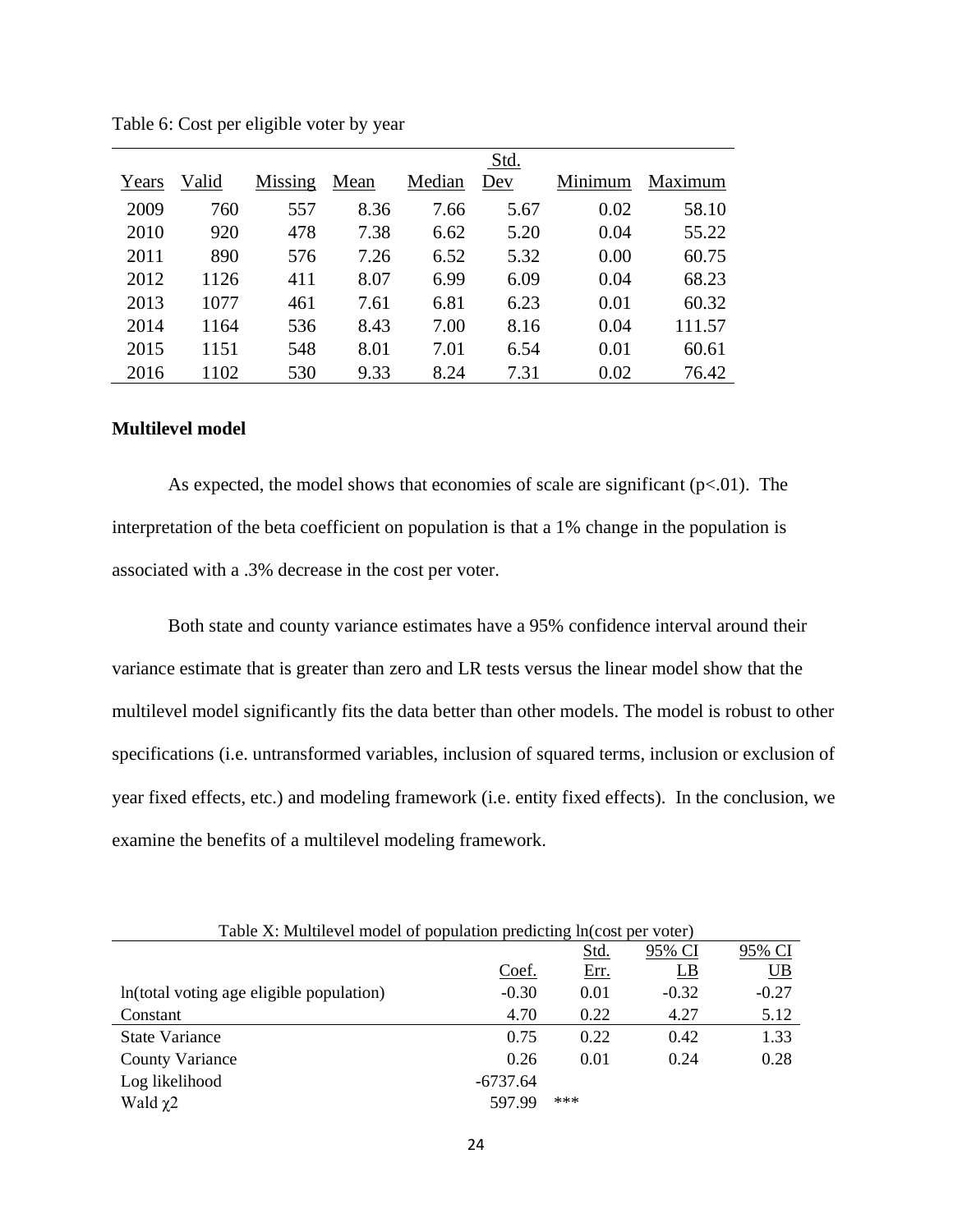Table 6: Cost per eligible voter by year

| Years | Valid | Missing | Mean | Median | Std. Dev | Minimum | Maximum |
|---|---|---|---|---|---|---|---|
| 2009 | 760 | 557 | 8.36 | 7.66 | 5.67 | 0.02 | 58.10 |
| 2010 | 920 | 478 | 7.38 | 6.62 | 5.20 | 0.04 | 55.22 |
| 2011 | 890 | 576 | 7.26 | 6.52 | 5.32 | 0.00 | 60.75 |
| 2012 | 1126 | 411 | 8.07 | 6.99 | 6.09 | 0.04 | 68.23 |
| 2013 | 1077 | 461 | 7.61 | 6.81 | 6.23 | 0.01 | 60.32 |
| 2014 | 1164 | 536 | 8.43 | 7.00 | 8.16 | 0.04 | 111.57 |
| 2015 | 1151 | 548 | 8.01 | 7.01 | 6.54 | 0.01 | 60.61 |
| 2016 | 1102 | 530 | 9.33 | 8.24 | 7.31 | 0.02 | 76.42 |

**Multilevel model**

As expected, the model shows that economies of scale are significant ($p<.01$). The interpretation of the beta coefficient on population is that a 1% change in the population is associated with a .3% decrease in the cost per voter.

Both state and county variance estimates have a 95% confidence interval around their variance estimate that is greater than zero and LR tests versus the linear model show that the multilevel model significantly fits the data better than other models. The model is robust to other specifications (i.e. untransformed variables, inclusion of squared terms, inclusion or exclusion of year fixed effects, etc.) and modeling framework (i.e. entity fixed effects). In the conclusion, we examine the benefits of a multilevel modeling framework.

Table X: Multilevel model of population predicting ln(cost per voter)

| | Coef. | Std. Err. | 95% CI LB | 95% CI UB |
|---|---|---|---|---|
| ln(total voting age eligible population) | -0.30 | 0.01 | -0.32 | -0.27 |
| Constant | 4.70 | 0.22 | 4.27 | 5.12 |
| State Variance | 0.75 | 0.22 | 0.42 | 1.33 |
| County Variance | 0.26 | 0.01 | 0.24 | 0.28 |
| Log likelihood | -6737.64 | | | |
| Wald $\chi 2$ | 597.99 | *** | | |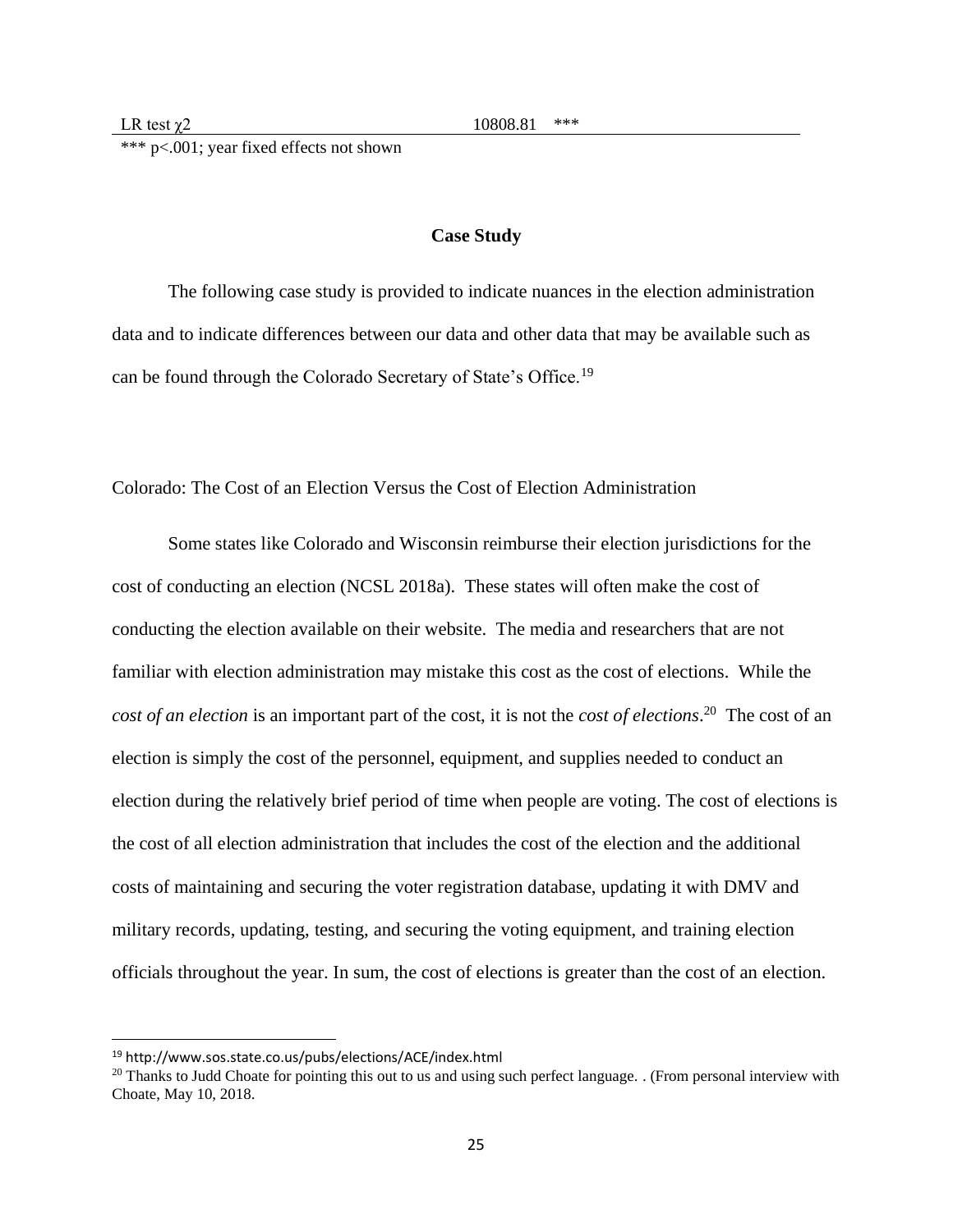| LR test $\chi 2$ | 10808.81 *** |
|---|---|

*** $p<.001$; year fixed effects not shown

## Case Study

The following case study is provided to indicate nuances in the election administration data and to indicate differences between our data and other data that may be available such as can be found through the Colorado Secretary of State's Office.[19]

### Colorado: The Cost of an Election Versus the Cost of Election Administration

Some states like Colorado and Wisconsin reimburse their election jurisdictions for the cost of conducting an election (NCSL 2018a). These states will often make the cost of conducting the election available on their website. The media and researchers that are not familiar with election administration may mistake this cost as the cost of elections. While the *cost of an election* is an important part of the cost, it is not the *cost of elections*.[20] The cost of an election is simply the cost of the personnel, equipment, and supplies needed to conduct an election during the relatively brief period of time when people are voting. The cost of elections is the cost of all election administration that includes the cost of the election and the additional costs of maintaining and securing the voter registration database, updating it with DMV and military records, updating, testing, and securing the voting equipment, and training election officials throughout the year. In sum, the cost of elections is greater than the cost of an election.

---

[19] http://www.sos.state.co.us/pubs/elections/ACE/index.html

[20] Thanks to Judd Choate for pointing this out to us and using such perfect language. . (From personal interview with Choate, May 10, 2018.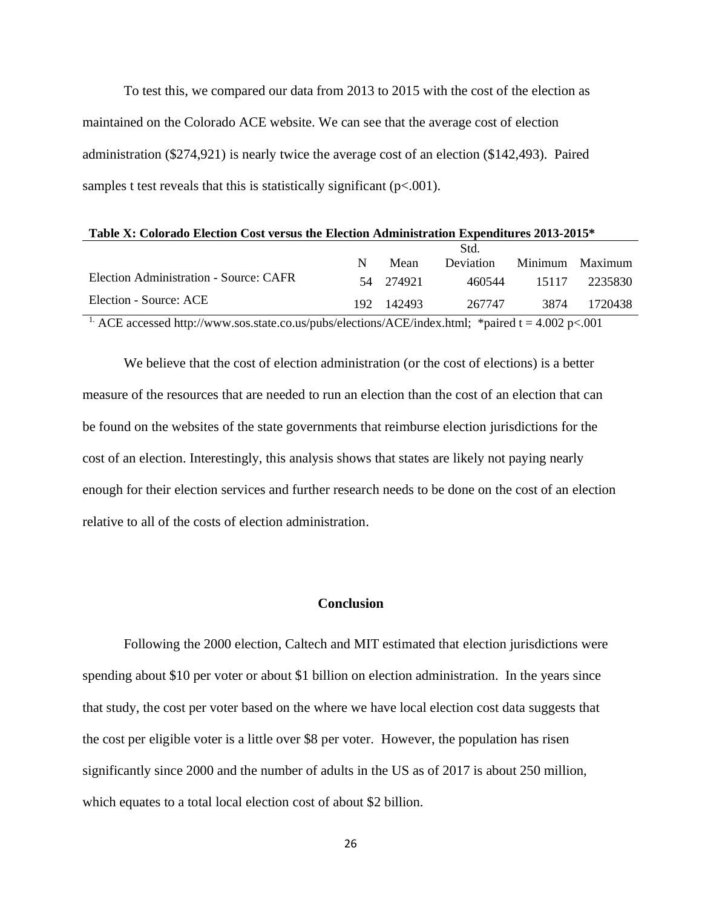To test this, we compared our data from 2013 to 2015 with the cost of the election as maintained on the Colorado ACE website. We can see that the average cost of election administration ($274,921) is nearly twice the average cost of an election ($142,493). Paired samples t test reveals that this is statistically significant ($p<.001$).

**Table X: Colorado Election Cost versus the Election Administration Expenditures 2013-2015***

| | N | Mean | Std. Deviation | Minimum | Maximum |
|---|---|---|---|---|---|
| Election Administration - Source: CAFR | 54 | 274921 | 460544 | 15117 | 2235830 |
| Election - Source: ACE | 192 | 142493 | 267747 | 3874 | 1720438 |

[1.] ACE accessed http://www.sos.state.co.us/pubs/elections/ACE/index.html; *paired $t = 4.002$ $p<.001$

We believe that the cost of election administration (or the cost of elections) is a better measure of the resources that are needed to run an election than the cost of an election that can be found on the websites of the state governments that reimburse election jurisdictions for the cost of an election. Interestingly, this analysis shows that states are likely not paying nearly enough for their election services and further research needs to be done on the cost of an election relative to all of the costs of election administration.

## Conclusion

Following the 2000 election, Caltech and MIT estimated that election jurisdictions were spending about $10 per voter or about $1 billion on election administration. In the years since that study, the cost per voter based on the where we have local election cost data suggests that the cost per eligible voter is a little over $8 per voter. However, the population has risen significantly since 2000 and the number of adults in the US as of 2017 is about 250 million, which equates to a total local election cost of about $2 billion.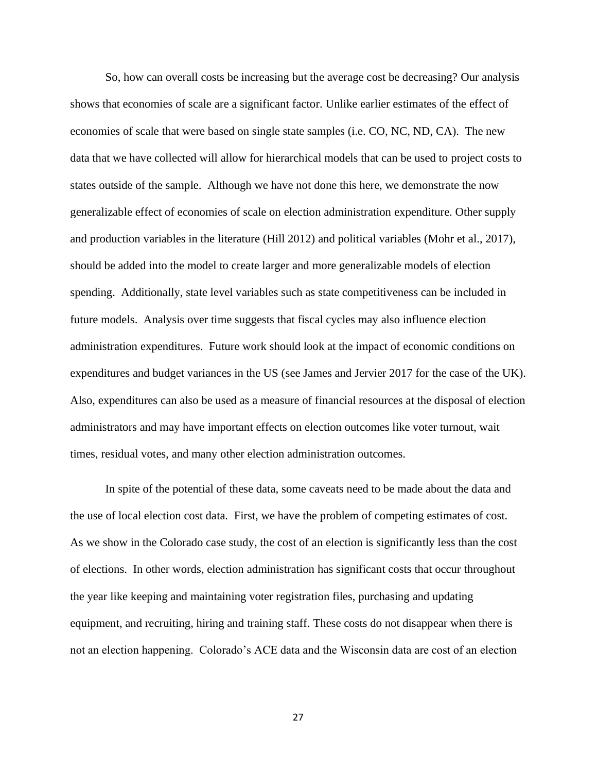So, how can overall costs be increasing but the average cost be decreasing? Our analysis shows that economies of scale are a significant factor. Unlike earlier estimates of the effect of economies of scale that were based on single state samples (i.e. CO, NC, ND, CA). The new data that we have collected will allow for hierarchical models that can be used to project costs to states outside of the sample. Although we have not done this here, we demonstrate the now generalizable effect of economies of scale on election administration expenditure. Other supply and production variables in the literature (Hill 2012) and political variables (Mohr et al., 2017), should be added into the model to create larger and more generalizable models of election spending. Additionally, state level variables such as state competitiveness can be included in future models. Analysis over time suggests that fiscal cycles may also influence election administration expenditures. Future work should look at the impact of economic conditions on expenditures and budget variances in the US (see James and Jervier 2017 for the case of the UK). Also, expenditures can also be used as a measure of financial resources at the disposal of election administrators and may have important effects on election outcomes like voter turnout, wait times, residual votes, and many other election administration outcomes.

In spite of the potential of these data, some caveats need to be made about the data and the use of local election cost data. First, we have the problem of competing estimates of cost. As we show in the Colorado case study, the cost of an election is significantly less than the cost of elections. In other words, election administration has significant costs that occur throughout the year like keeping and maintaining voter registration files, purchasing and updating equipment, and recruiting, hiring and training staff. These costs do not disappear when there is not an election happening. Colorado's ACE data and the Wisconsin data are cost of an election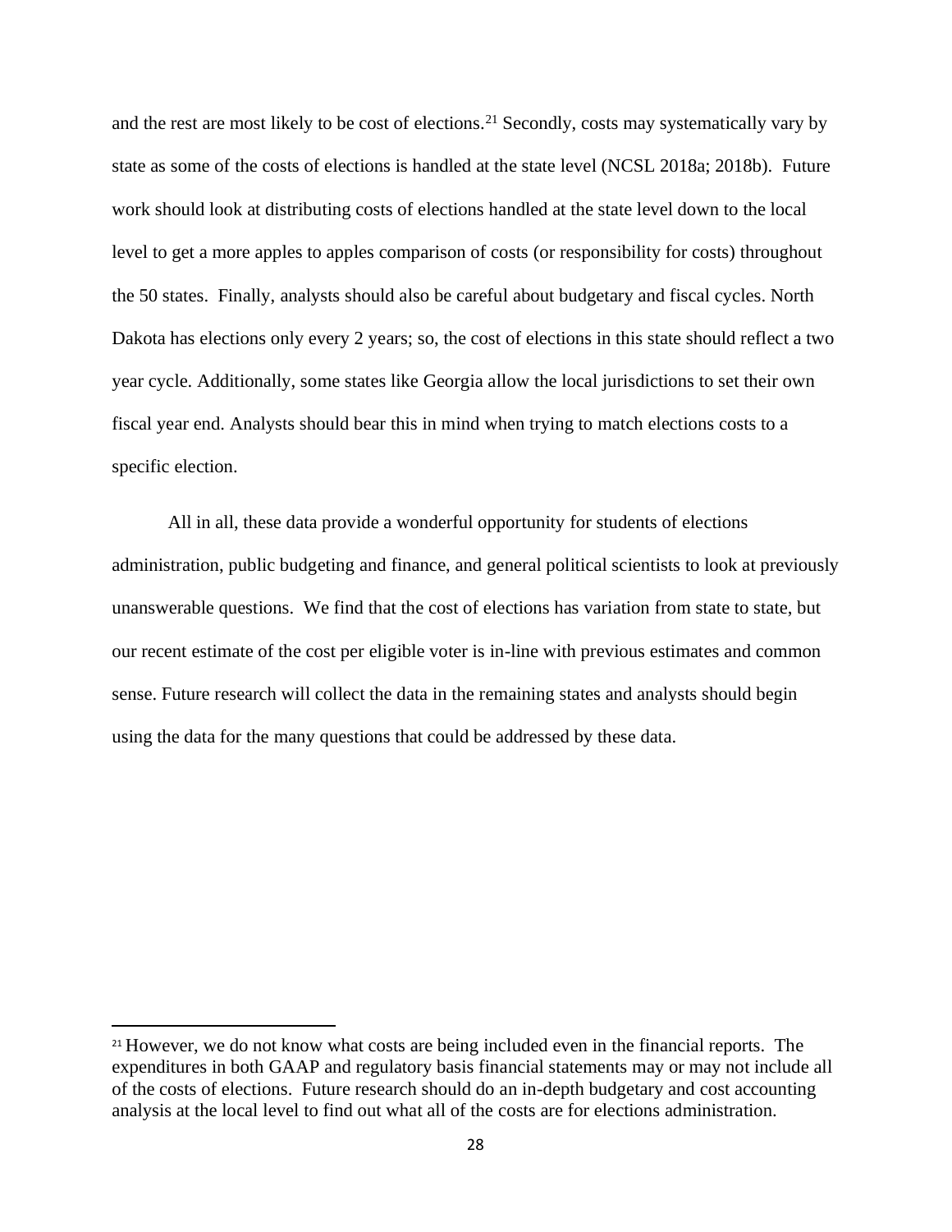and the rest are most likely to be cost of elections.[21] Secondly, costs may systematically vary by state as some of the costs of elections is handled at the state level (NCSL 2018a; 2018b). Future work should look at distributing costs of elections handled at the state level down to the local level to get a more apples to apples comparison of costs (or responsibility for costs) throughout the 50 states. Finally, analysts should also be careful about budgetary and fiscal cycles. North Dakota has elections only every 2 years; so, the cost of elections in this state should reflect a two year cycle. Additionally, some states like Georgia allow the local jurisdictions to set their own fiscal year end. Analysts should bear this in mind when trying to match elections costs to a specific election.

All in all, these data provide a wonderful opportunity for students of elections administration, public budgeting and finance, and general political scientists to look at previously unanswerable questions. We find that the cost of elections has variation from state to state, but our recent estimate of the cost per eligible voter is in-line with previous estimates and common sense. Future research will collect the data in the remaining states and analysts should begin using the data for the many questions that could be addressed by these data.

[21] However, we do not know what costs are being included even in the financial reports. The expenditures in both GAAP and regulatory basis financial statements may or may not include all of the costs of elections. Future research should do an in-depth budgetary and cost accounting analysis at the local level to find out what all of the costs are for elections administration.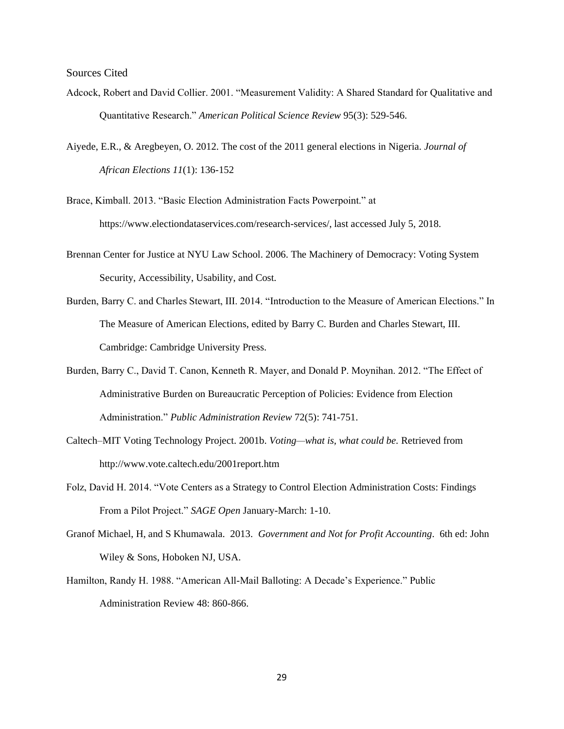Sources Cited

Adcock, Robert and David Collier. 2001. "Measurement Validity: A Shared Standard for Qualitative and Quantitative Research." *American Political Science Review* 95(3): 529-546.

Aiyede, E.R., & Aregbeyen, O. 2012. The cost of the 2011 general elections in Nigeria. *Journal of African Elections 11*(1): 136-152

Brace, Kimball. 2013. "Basic Election Administration Facts Powerpoint." at https://www.electiondataservices.com/research-services/, last accessed July 5, 2018.

Brennan Center for Justice at NYU Law School. 2006. The Machinery of Democracy: Voting System Security, Accessibility, Usability, and Cost.

Burden, Barry C. and Charles Stewart, III. 2014. "Introduction to the Measure of American Elections." In The Measure of American Elections, edited by Barry C. Burden and Charles Stewart, III. Cambridge: Cambridge University Press.

Burden, Barry C., David T. Canon, Kenneth R. Mayer, and Donald P. Moynihan. 2012. "The Effect of Administrative Burden on Bureaucratic Perception of Policies: Evidence from Election Administration." *Public Administration Review* 72(5): 741-751.

Caltech–MIT Voting Technology Project. 2001b. *Voting—what is, what could be.* Retrieved from http://www.vote.caltech.edu/2001report.htm

Folz, David H. 2014. "Vote Centers as a Strategy to Control Election Administration Costs: Findings From a Pilot Project." *SAGE Open* January-March: 1-10.

Granof Michael, H, and S Khumawala. 2013. *Government and Not for Profit Accounting*. 6th ed: John Wiley & Sons, Hoboken NJ, USA.

Hamilton, Randy H. 1988. "American All-Mail Balloting: A Decade's Experience." Public Administration Review 48: 860-866.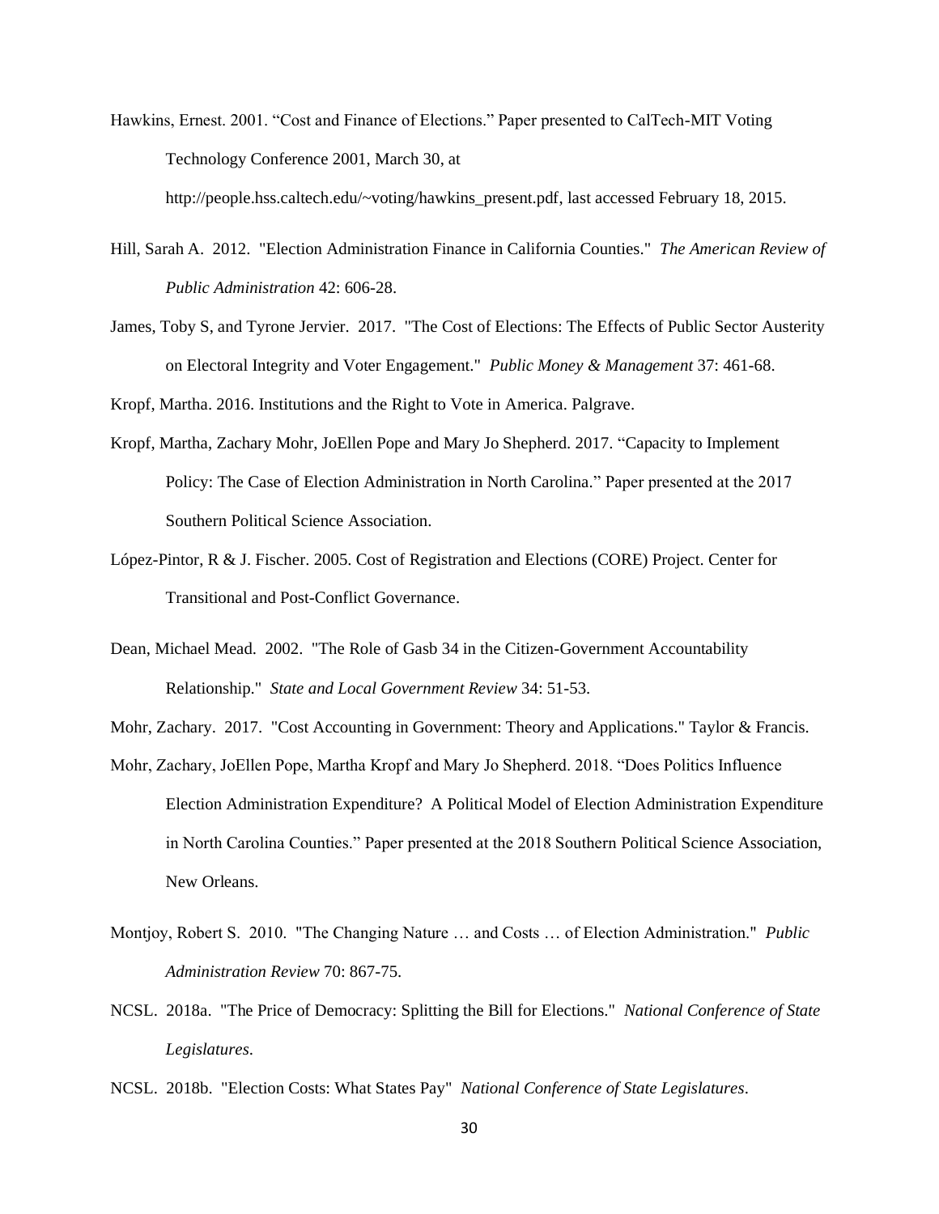Hawkins, Ernest. 2001. "Cost and Finance of Elections." Paper presented to CalTech-MIT Voting Technology Conference 2001, March 30, at http://people.hss.caltech.edu/~voting/hawkins_present.pdf, last accessed February 18, 2015.

Hill, Sarah A. 2012. "Election Administration Finance in California Counties." *The American Review of Public Administration* 42: 606-28.

James, Toby S, and Tyrone Jervier. 2017. "The Cost of Elections: The Effects of Public Sector Austerity on Electoral Integrity and Voter Engagement." *Public Money & Management* 37: 461-68.

Kropf, Martha. 2016. Institutions and the Right to Vote in America. Palgrave.

Kropf, Martha, Zachary Mohr, JoEllen Pope and Mary Jo Shepherd. 2017. "Capacity to Implement Policy: The Case of Election Administration in North Carolina." Paper presented at the 2017 Southern Political Science Association.

López-Pintor, R & J. Fischer. 2005. Cost of Registration and Elections (CORE) Project. Center for Transitional and Post-Conflict Governance.

Dean, Michael Mead. 2002. "The Role of Gasb 34 in the Citizen-Government Accountability Relationship." *State and Local Government Review* 34: 51-53.

Mohr, Zachary. 2017. "Cost Accounting in Government: Theory and Applications." Taylor & Francis.

Mohr, Zachary, JoEllen Pope, Martha Kropf and Mary Jo Shepherd. 2018. "Does Politics Influence Election Administration Expenditure? A Political Model of Election Administration Expenditure in North Carolina Counties." Paper presented at the 2018 Southern Political Science Association, New Orleans.

Montjoy, Robert S. 2010. "The Changing Nature … and Costs … of Election Administration." *Public Administration Review* 70: 867-75.

NCSL. 2018a. "The Price of Democracy: Splitting the Bill for Elections." *National Conference of State Legislatures*.

NCSL. 2018b. "Election Costs: What States Pay" *National Conference of State Legislatures*.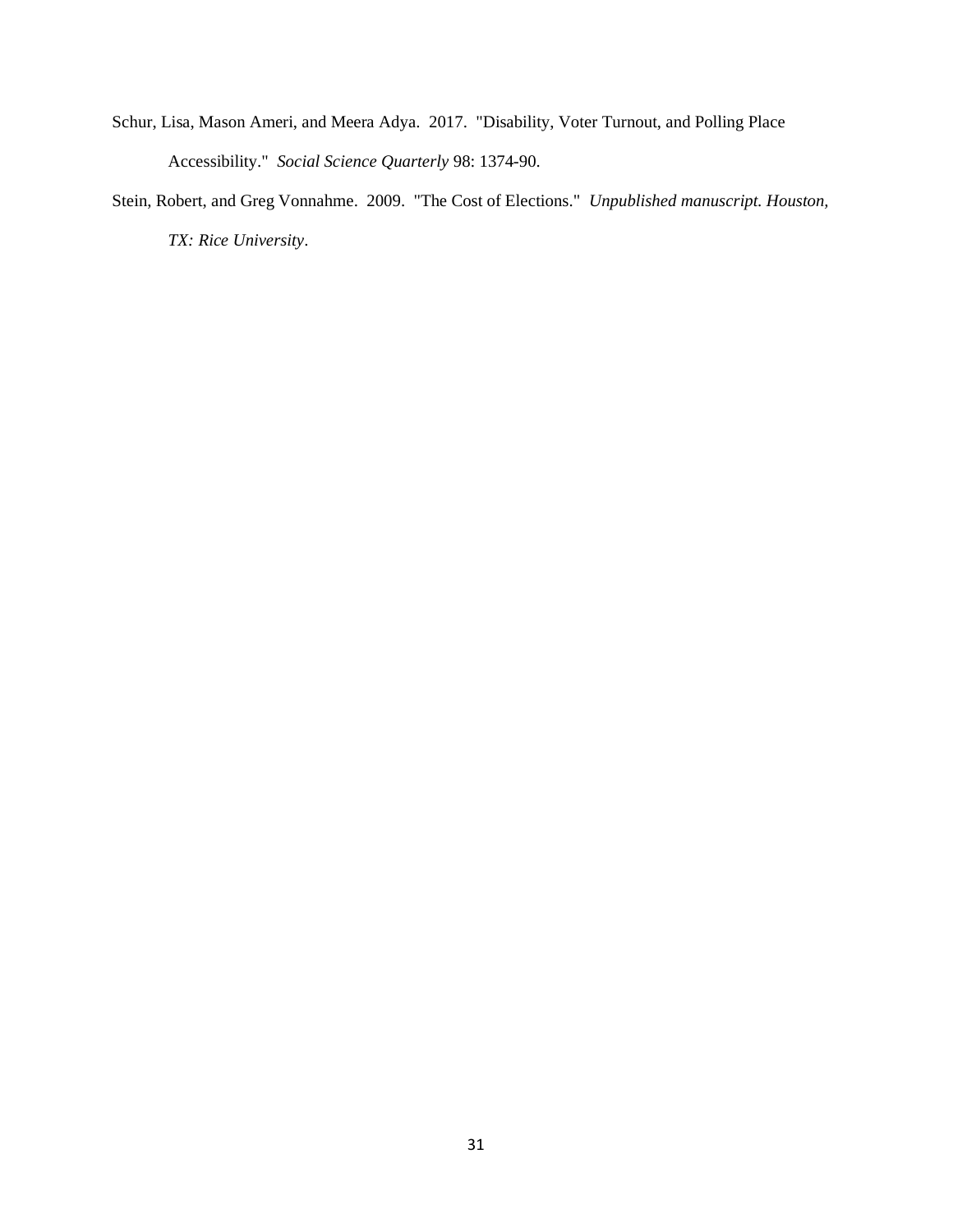Schur, Lisa, Mason Ameri, and Meera Adya. 2017. "Disability, Voter Turnout, and Polling Place Accessibility." *Social Science Quarterly* 98: 1374-90.

Stein, Robert, and Greg Vonnahme. 2009. "The Cost of Elections." *Unpublished manuscript. Houston, TX: Rice University*.